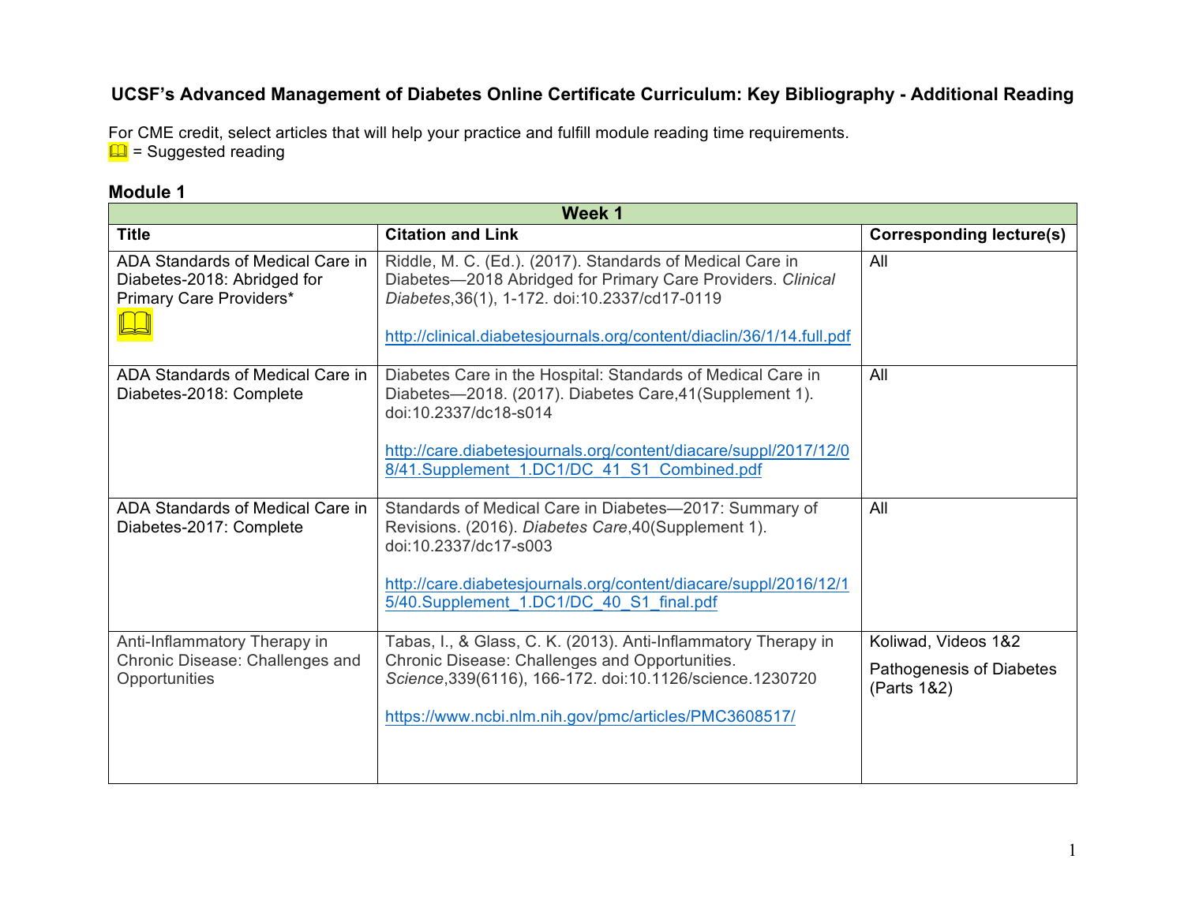## UCSF's Advanced Management of Diabetes Online Certificate Curriculum: Key Bibliography - Additional Reading

For CME credit, select articles that will help your practice and fulfill module reading time requirements.
📖 = Suggested reading

### Module 1

| Week 1 | | |
|---|---|---|
| **Title** | **Citation and Link** | **Corresponding lecture(s)** |
| ADA Standards of Medical Care in Diabetes-2018: Abridged for Primary Care Providers* 📖 | Riddle, M. C. (Ed.). (2017). Standards of Medical Care in Diabetes—2018 Abridged for Primary Care Providers. *Clinical Diabetes*,36(1), 1-172. doi:10.2337/cd17-0119<br><br>http://clinical.diabetesjournals.org/content/diaclin/36/1/14.full.pdf | All |
| ADA Standards of Medical Care in Diabetes-2018: Complete | Diabetes Care in the Hospital: Standards of Medical Care in Diabetes—2018. (2017). Diabetes Care,41(Supplement 1). doi:10.2337/dc18-s014<br><br>http://care.diabetesjournals.org/content/diacare/suppl/2017/12/08/41.Supplement_1.DC1/DC_41_S1_Combined.pdf | All |
| ADA Standards of Medical Care in Diabetes-2017: Complete | Standards of Medical Care in Diabetes—2017: Summary of Revisions. (2016). *Diabetes Care*,40(Supplement 1). doi:10.2337/dc17-s003<br><br>http://care.diabetesjournals.org/content/diacare/suppl/2016/12/15/40.Supplement_1.DC1/DC_40_S1_final.pdf | All |
| Anti-Inflammatory Therapy in Chronic Disease: Challenges and Opportunities | Tabas, I., & Glass, C. K. (2013). Anti-Inflammatory Therapy in Chronic Disease: Challenges and Opportunities. *Science*,339(6116), 166-172. doi:10.1126/science.1230720<br><br>https://www.ncbi.nlm.nih.gov/pmc/articles/PMC3608517/ | Koliwad, Videos 1&2<br><br>Pathogenesis of Diabetes (Parts 1&2) |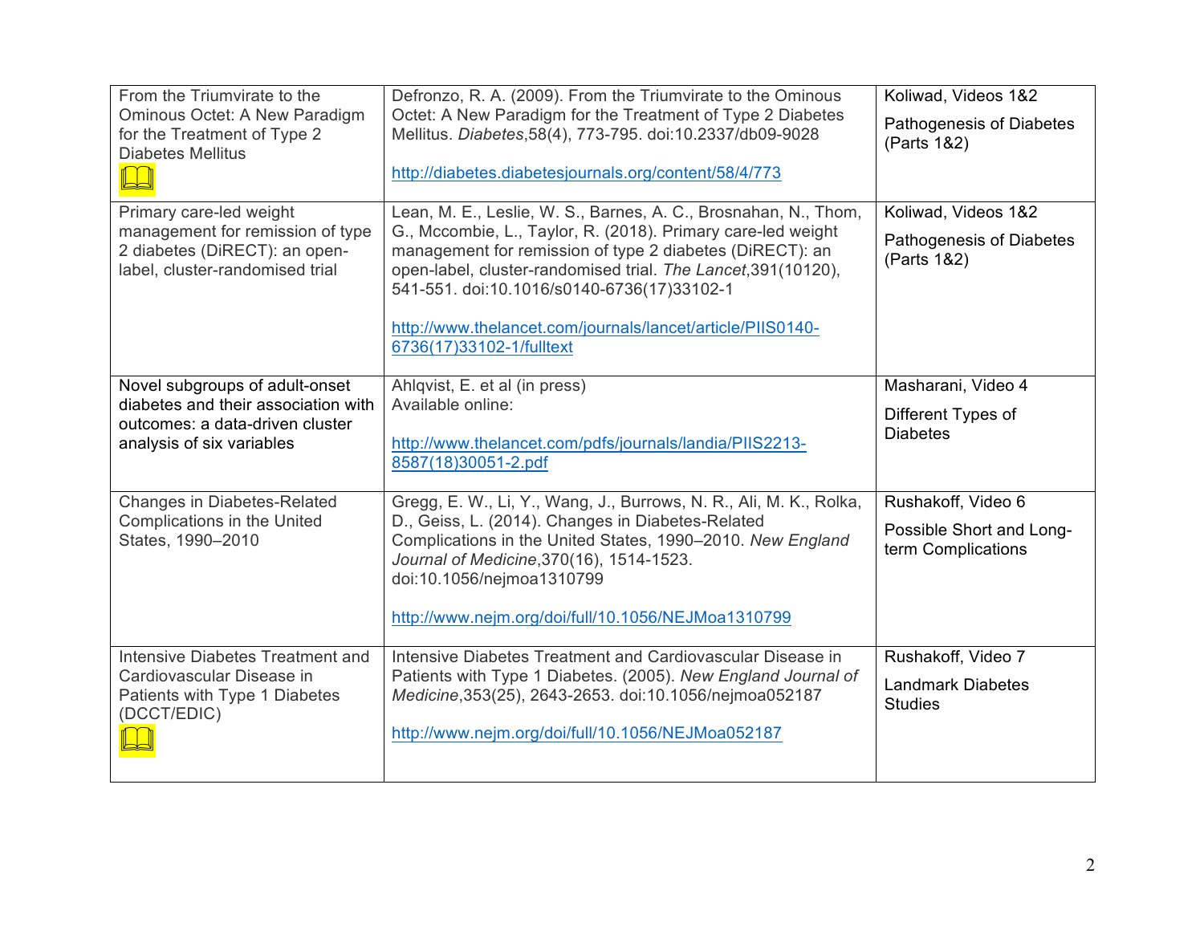| | | |
|---|---|---|
| From the Triumvirate to the Ominous Octet: A New Paradigm for the Treatment of Type 2 Diabetes Mellitus 📖 | Defronzo, R. A. (2009). From the Triumvirate to the Ominous Octet: A New Paradigm for the Treatment of Type 2 Diabetes Mellitus. *Diabetes*,58(4), 773-795. doi:10.2337/db09-9028<br><br>http://diabetes.diabetesjournals.org/content/58/4/773 | Koliwad, Videos 1&2<br><br>Pathogenesis of Diabetes (Parts 1&2) |
| Primary care-led weight management for remission of type 2 diabetes (DiRECT): an open-label, cluster-randomised trial | Lean, M. E., Leslie, W. S., Barnes, A. C., Brosnahan, N., Thom, G., Mccombie, L., Taylor, R. (2018). Primary care-led weight management for remission of type 2 diabetes (DiRECT): an open-label, cluster-randomised trial. *The Lancet*,391(10120), 541-551. doi:10.1016/s0140-6736(17)33102-1<br><br>http://www.thelancet.com/journals/lancet/article/PIIS0140-6736(17)33102-1/fulltext | Koliwad, Videos 1&2<br><br>Pathogenesis of Diabetes (Parts 1&2) |
| Novel subgroups of adult-onset diabetes and their association with outcomes: a data-driven cluster analysis of six variables | Ahlqvist, E. et al (in press)<br>Available online:<br><br>http://www.thelancet.com/pdfs/journals/landia/PIIS2213-8587(18)30051-2.pdf | Masharani, Video 4<br><br>Different Types of Diabetes |
| Changes in Diabetes-Related Complications in the United States, 1990–2010 | Gregg, E. W., Li, Y., Wang, J., Burrows, N. R., Ali, M. K., Rolka, D., Geiss, L. (2014). Changes in Diabetes-Related Complications in the United States, 1990–2010. *New England Journal of Medicine*,370(16), 1514-1523. doi:10.1056/nejmoa1310799<br><br>http://www.nejm.org/doi/full/10.1056/NEJMoa1310799 | Rushakoff, Video 6<br><br>Possible Short and Long-term Complications |
| Intensive Diabetes Treatment and Cardiovascular Disease in Patients with Type 1 Diabetes (DCCT/EDIC) 📖 | Intensive Diabetes Treatment and Cardiovascular Disease in Patients with Type 1 Diabetes. (2005). *New England Journal of Medicine*,353(25), 2643-2653. doi:10.1056/nejmoa052187<br><br>http://www.nejm.org/doi/full/10.1056/NEJMoa052187 | Rushakoff, Video 7<br><br>Landmark Diabetes Studies |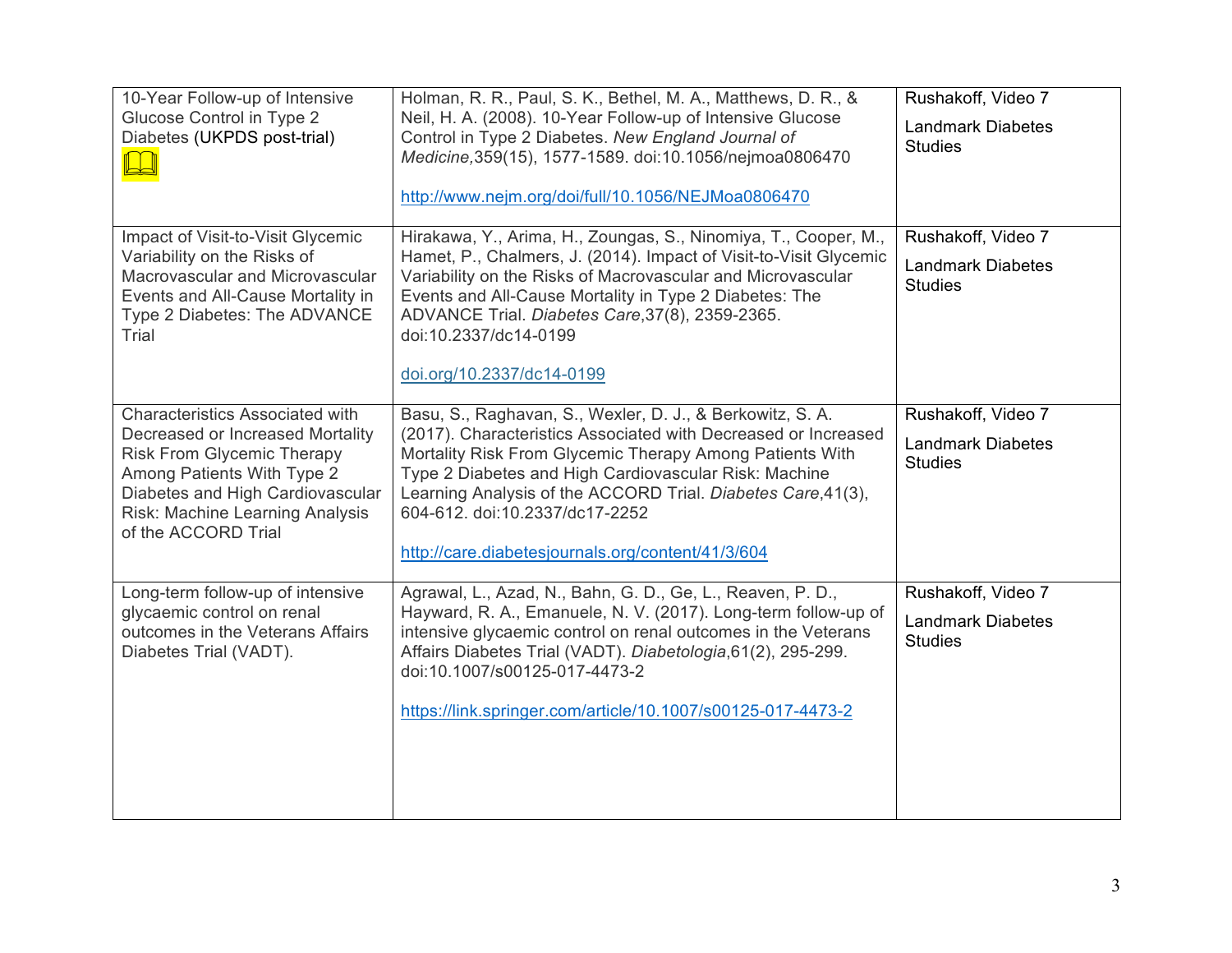| | | |
|---|---|---|
| 10-Year Follow-up of Intensive Glucose Control in Type 2 Diabetes (UKPDS post-trial) 📖 | Holman, R. R., Paul, S. K., Bethel, M. A., Matthews, D. R., & Neil, H. A. (2008). 10-Year Follow-up of Intensive Glucose Control in Type 2 Diabetes. *New England Journal of Medicine,*359(15), 1577-1589. doi:10.1056/nejmoa0806470<br><br>http://www.nejm.org/doi/full/10.1056/NEJMoa0806470 | Rushakoff, Video 7<br><br>Landmark Diabetes Studies |
| Impact of Visit-to-Visit Glycemic Variability on the Risks of Macrovascular and Microvascular Events and All-Cause Mortality in Type 2 Diabetes: The ADVANCE Trial | Hirakawa, Y., Arima, H., Zoungas, S., Ninomiya, T., Cooper, M., Hamet, P., Chalmers, J. (2014). Impact of Visit-to-Visit Glycemic Variability on the Risks of Macrovascular and Microvascular Events and All-Cause Mortality in Type 2 Diabetes: The ADVANCE Trial. *Diabetes Care*,37(8), 2359-2365. doi:10.2337/dc14-0199<br><br>doi.org/10.2337/dc14-0199 | Rushakoff, Video 7<br><br>Landmark Diabetes Studies |
| Characteristics Associated with Decreased or Increased Mortality Risk From Glycemic Therapy Among Patients With Type 2 Diabetes and High Cardiovascular Risk: Machine Learning Analysis of the ACCORD Trial | Basu, S., Raghavan, S., Wexler, D. J., & Berkowitz, S. A. (2017). Characteristics Associated with Decreased or Increased Mortality Risk From Glycemic Therapy Among Patients With Type 2 Diabetes and High Cardiovascular Risk: Machine Learning Analysis of the ACCORD Trial. *Diabetes Care*,41(3), 604-612. doi:10.2337/dc17-2252<br><br>http://care.diabetesjournals.org/content/41/3/604 | Rushakoff, Video 7<br><br>Landmark Diabetes Studies |
| Long-term follow-up of intensive glycaemic control on renal outcomes in the Veterans Affairs Diabetes Trial (VADT). | Agrawal, L., Azad, N., Bahn, G. D., Ge, L., Reaven, P. D., Hayward, R. A., Emanuele, N. V. (2017). Long-term follow-up of intensive glycaemic control on renal outcomes in the Veterans Affairs Diabetes Trial (VADT). *Diabetologia*,61(2), 295-299. doi:10.1007/s00125-017-4473-2<br><br>https://link.springer.com/article/10.1007/s00125-017-4473-2 | Rushakoff, Video 7<br><br>Landmark Diabetes Studies |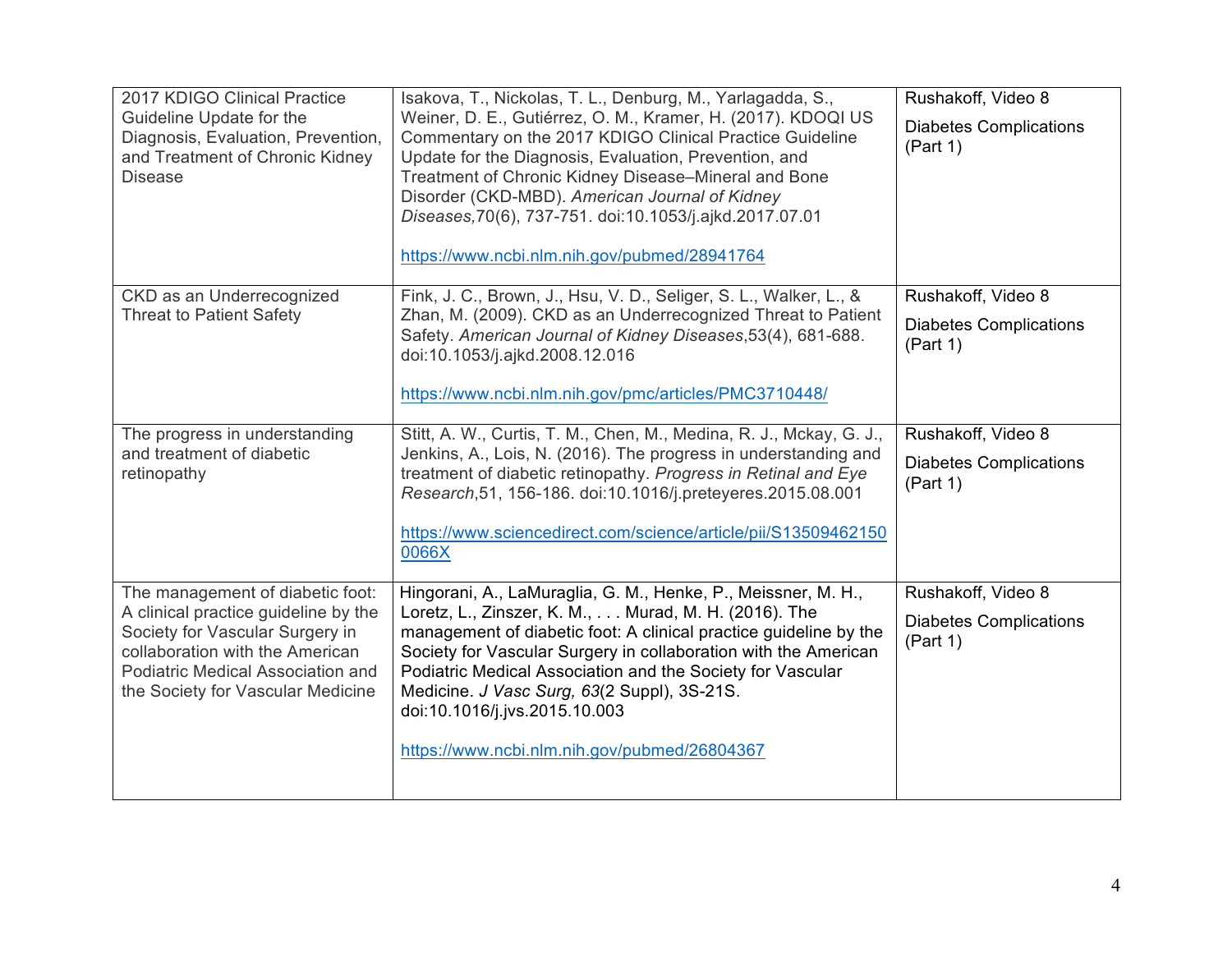| | | |
|---|---|---|
| 2017 KDIGO Clinical Practice Guideline Update for the Diagnosis, Evaluation, Prevention, and Treatment of Chronic Kidney Disease | Isakova, T., Nickolas, T. L., Denburg, M., Yarlagadda, S., Weiner, D. E., Gutiérrez, O. M., Kramer, H. (2017). KDOQI US Commentary on the 2017 KDIGO Clinical Practice Guideline Update for the Diagnosis, Evaluation, Prevention, and Treatment of Chronic Kidney Disease–Mineral and Bone Disorder (CKD-MBD). *American Journal of Kidney Diseases*,70(6), 737-751. doi:10.1053/j.ajkd.2017.07.01<br><br>https://www.ncbi.nlm.nih.gov/pubmed/28941764 | Rushakoff, Video 8<br><br>Diabetes Complications (Part 1) |
| CKD as an Underrecognized Threat to Patient Safety | Fink, J. C., Brown, J., Hsu, V. D., Seliger, S. L., Walker, L., & Zhan, M. (2009). CKD as an Underrecognized Threat to Patient Safety. *American Journal of Kidney Diseases*,53(4), 681-688. doi:10.1053/j.ajkd.2008.12.016<br><br>https://www.ncbi.nlm.nih.gov/pmc/articles/PMC3710448/ | Rushakoff, Video 8<br><br>Diabetes Complications (Part 1) |
| The progress in understanding and treatment of diabetic retinopathy | Stitt, A. W., Curtis, T. M., Chen, M., Medina, R. J., Mckay, G. J., Jenkins, A., Lois, N. (2016). The progress in understanding and treatment of diabetic retinopathy. *Progress in Retinal and Eye Research*,51, 156-186. doi:10.1016/j.preteyeres.2015.08.001<br><br>https://www.sciencedirect.com/science/article/pii/S135094621500066X | Rushakoff, Video 8<br><br>Diabetes Complications (Part 1) |
| The management of diabetic foot: A clinical practice guideline by the Society for Vascular Surgery in collaboration with the American Podiatric Medical Association and the Society for Vascular Medicine | Hingorani, A., LaMuraglia, G. M., Henke, P., Meissner, M. H., Loretz, L., Zinszer, K. M., . . . Murad, M. H. (2016). The management of diabetic foot: A clinical practice guideline by the Society for Vascular Surgery in collaboration with the American Podiatric Medical Association and the Society for Vascular Medicine. *J Vasc Surg, 63*(2 Suppl), 3S-21S. doi:10.1016/j.jvs.2015.10.003<br><br>https://www.ncbi.nlm.nih.gov/pubmed/26804367 | Rushakoff, Video 8<br><br>Diabetes Complications (Part 1) |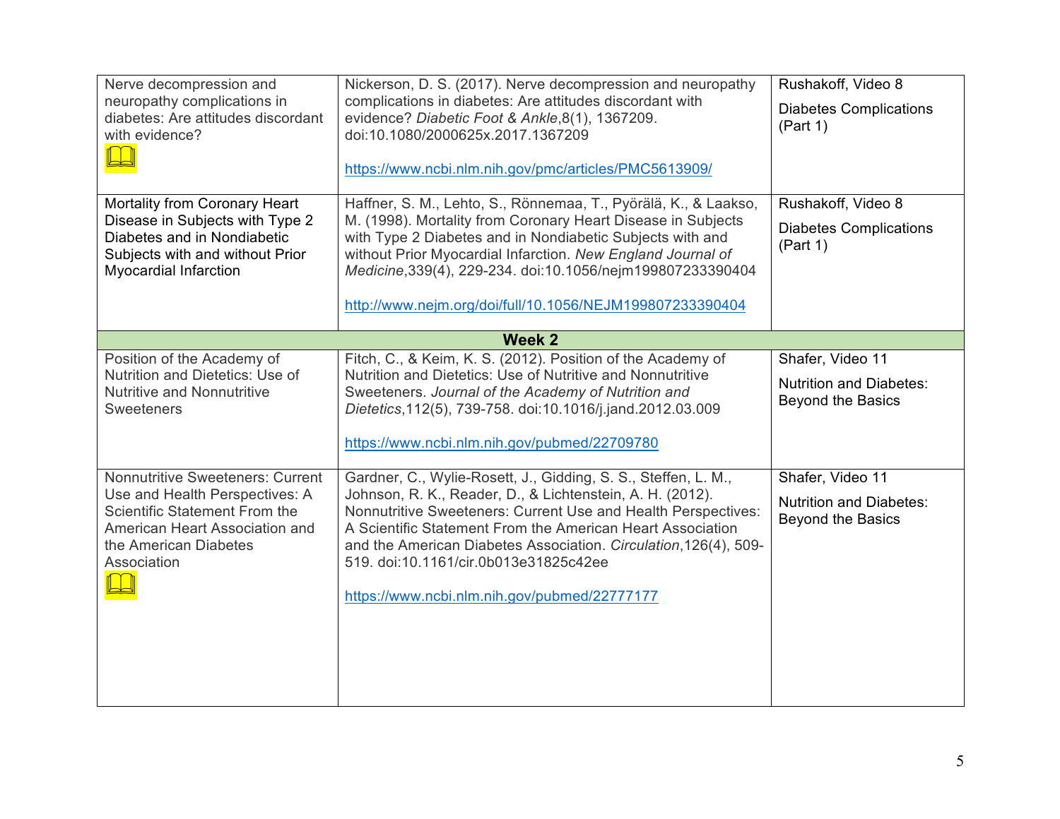| | | |
|---|---|---|
| Nerve decompression and neuropathy complications in diabetes: Are attitudes discordant with evidence? 📖 | Nickerson, D. S. (2017). Nerve decompression and neuropathy complications in diabetes: Are attitudes discordant with evidence? *Diabetic Foot & Ankle*,8(1), 1367209. doi:10.1080/2000625x.2017.1367209<br><br>https://www.ncbi.nlm.nih.gov/pmc/articles/PMC5613909/ | Rushakoff, Video 8<br><br>Diabetes Complications (Part 1) |
| Mortality from Coronary Heart Disease in Subjects with Type 2 Diabetes and in Nondiabetic Subjects with and without Prior Myocardial Infarction | Haffner, S. M., Lehto, S., Rönnemaa, T., Pyörälä, K., & Laakso, M. (1998). Mortality from Coronary Heart Disease in Subjects with Type 2 Diabetes and in Nondiabetic Subjects with and without Prior Myocardial Infarction. *New England Journal of Medicine*,339(4), 229-234. doi:10.1056/nejm199807233390404<br><br>http://www.nejm.org/doi/full/10.1056/NEJM199807233390404 | Rushakoff, Video 8<br><br>Diabetes Complications (Part 1) |
| **Week 2** | | |
| Position of the Academy of Nutrition and Dietetics: Use of Nutritive and Nonnutritive Sweeteners | Fitch, C., & Keim, K. S. (2012). Position of the Academy of Nutrition and Dietetics: Use of Nutritive and Nonnutritive Sweeteners. *Journal of the Academy of Nutrition and Dietetics*,112(5), 739-758. doi:10.1016/j.jand.2012.03.009<br><br>https://www.ncbi.nlm.nih.gov/pubmed/22709780 | Shafer, Video 11<br><br>Nutrition and Diabetes: Beyond the Basics |
| Nonnutritive Sweeteners: Current Use and Health Perspectives: A Scientific Statement From the American Heart Association and the American Diabetes Association 📖 | Gardner, C., Wylie-Rosett, J., Gidding, S. S., Steffen, L. M., Johnson, R. K., Reader, D., & Lichtenstein, A. H. (2012). Nonnutritive Sweeteners: Current Use and Health Perspectives: A Scientific Statement From the American Heart Association and the American Diabetes Association. *Circulation*,126(4), 509-519. doi:10.1161/cir.0b013e31825c42ee<br><br>https://www.ncbi.nlm.nih.gov/pubmed/22777177 | Shafer, Video 11<br><br>Nutrition and Diabetes: Beyond the Basics |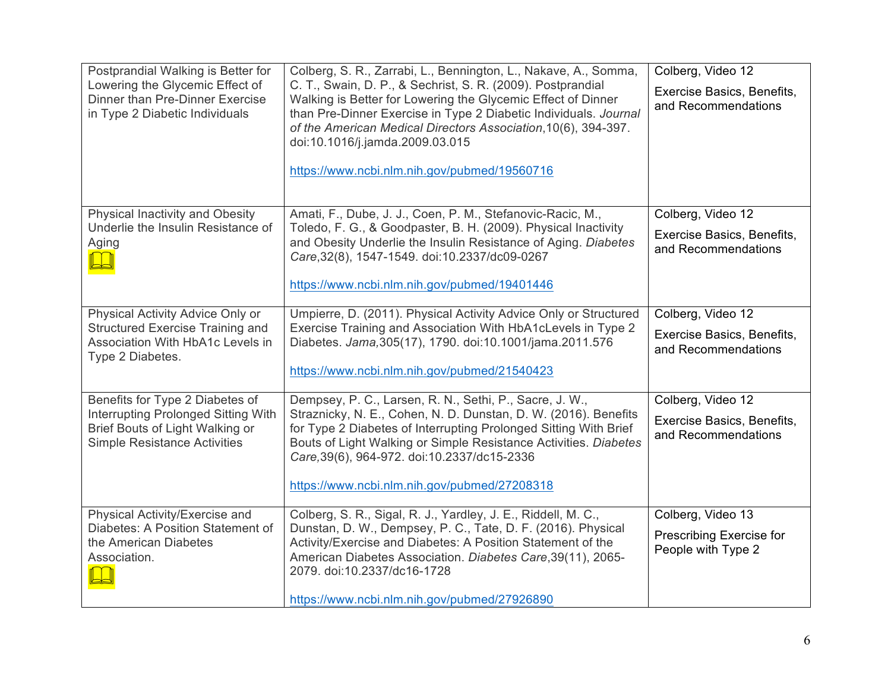| | | |
|---|---|---|
| Postprandial Walking is Better for Lowering the Glycemic Effect of Dinner than Pre-Dinner Exercise in Type 2 Diabetic Individuals | Colberg, S. R., Zarrabi, L., Bennington, L., Nakave, A., Somma, C. T., Swain, D. P., & Sechrist, S. R. (2009). Postprandial Walking is Better for Lowering the Glycemic Effect of Dinner than Pre-Dinner Exercise in Type 2 Diabetic Individuals. *Journal of the American Medical Directors Association*,10(6), 394-397. doi:10.1016/j.jamda.2009.03.015<br><br>https://www.ncbi.nlm.nih.gov/pubmed/19560716 | Colberg, Video 12<br><br>Exercise Basics, Benefits, and Recommendations |
| Physical Inactivity and Obesity Underlie the Insulin Resistance of Aging 📖 | Amati, F., Dube, J. J., Coen, P. M., Stefanovic-Racic, M., Toledo, F. G., & Goodpaster, B. H. (2009). Physical Inactivity and Obesity Underlie the Insulin Resistance of Aging. *Diabetes Care*,32(8), 1547-1549. doi:10.2337/dc09-0267<br><br>https://www.ncbi.nlm.nih.gov/pubmed/19401446 | Colberg, Video 12<br><br>Exercise Basics, Benefits, and Recommendations |
| Physical Activity Advice Only or Structured Exercise Training and Association With HbA1c Levels in Type 2 Diabetes. | Umpierre, D. (2011). Physical Activity Advice Only or Structured Exercise Training and Association With HbA1cLevels in Type 2 Diabetes. *Jama,*305(17), 1790. doi:10.1001/jama.2011.576<br><br>https://www.ncbi.nlm.nih.gov/pubmed/21540423 | Colberg, Video 12<br><br>Exercise Basics, Benefits, and Recommendations |
| Benefits for Type 2 Diabetes of Interrupting Prolonged Sitting With Brief Bouts of Light Walking or Simple Resistance Activities | Dempsey, P. C., Larsen, R. N., Sethi, P., Sacre, J. W., Straznicky, N. E., Cohen, N. D. Dunstan, D. W. (2016). Benefits for Type 2 Diabetes of Interrupting Prolonged Sitting With Brief Bouts of Light Walking or Simple Resistance Activities. *Diabetes Care,*39(6), 964-972. doi:10.2337/dc15-2336<br><br>https://www.ncbi.nlm.nih.gov/pubmed/27208318 | Colberg, Video 12<br><br>Exercise Basics, Benefits, and Recommendations |
| Physical Activity/Exercise and Diabetes: A Position Statement of the American Diabetes Association. 📖 | Colberg, S. R., Sigal, R. J., Yardley, J. E., Riddell, M. C., Dunstan, D. W., Dempsey, P. C., Tate, D. F. (2016). Physical Activity/Exercise and Diabetes: A Position Statement of the American Diabetes Association. *Diabetes Care*,39(11), 2065-2079. doi:10.2337/dc16-1728<br><br>https://www.ncbi.nlm.nih.gov/pubmed/27926890 | Colberg, Video 13<br><br>Prescribing Exercise for People with Type 2 |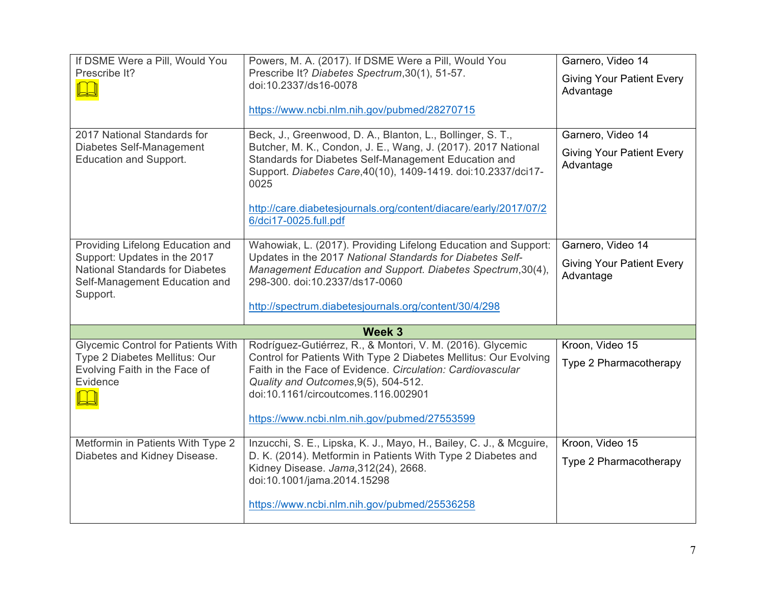| | | |
|---|---|---|
| If DSME Were a Pill, Would You Prescribe It? | Powers, M. A. (2017). If DSME Were a Pill, Would You Prescribe It? *Diabetes Spectrum*,30(1), 51-57. doi:10.2337/ds16-0078<br><br>https://www.ncbi.nlm.nih.gov/pubmed/28270715 | Garnero, Video 14<br><br>Giving Your Patient Every Advantage |
| 2017 National Standards for Diabetes Self-Management Education and Support. | Beck, J., Greenwood, D. A., Blanton, L., Bollinger, S. T., Butcher, M. K., Condon, J. E., Wang, J. (2017). 2017 National Standards for Diabetes Self-Management Education and Support. *Diabetes Care*,40(10), 1409-1419. doi:10.2337/dci17-0025<br><br>http://care.diabetesjournals.org/content/diacare/early/2017/07/26/dci17-0025.full.pdf | Garnero, Video 14<br><br>Giving Your Patient Every Advantage |
| Providing Lifelong Education and Support: Updates in the 2017 National Standards for Diabetes Self-Management Education and Support. | Wahowiak, L. (2017). Providing Lifelong Education and Support: Updates in the 2017 *National Standards for Diabetes Self-Management Education and Support. Diabetes Spectrum*,30(4), 298-300. doi:10.2337/ds17-0060<br><br>http://spectrum.diabetesjournals.org/content/30/4/298 | Garnero, Video 14<br><br>Giving Your Patient Every Advantage |
| **Week 3** | | |
| Glycemic Control for Patients With Type 2 Diabetes Mellitus: Our Evolving Faith in the Face of Evidence | Rodríguez-Gutiérrez, R., & Montori, V. M. (2016). Glycemic Control for Patients With Type 2 Diabetes Mellitus: Our Evolving Faith in the Face of Evidence. *Circulation: Cardiovascular Quality and Outcomes*,9(5), 504-512. doi:10.1161/circoutcomes.116.002901<br><br>https://www.ncbi.nlm.nih.gov/pubmed/27553599 | Kroon, Video 15<br><br>Type 2 Pharmacotherapy |
| Metformin in Patients With Type 2 Diabetes and Kidney Disease. | Inzucchi, S. E., Lipska, K. J., Mayo, H., Bailey, C. J., & Mcguire, D. K. (2014). Metformin in Patients With Type 2 Diabetes and Kidney Disease. *Jama*,312(24), 2668. doi:10.1001/jama.2014.15298<br><br>https://www.ncbi.nlm.nih.gov/pubmed/25536258 | Kroon, Video 15<br><br>Type 2 Pharmacotherapy |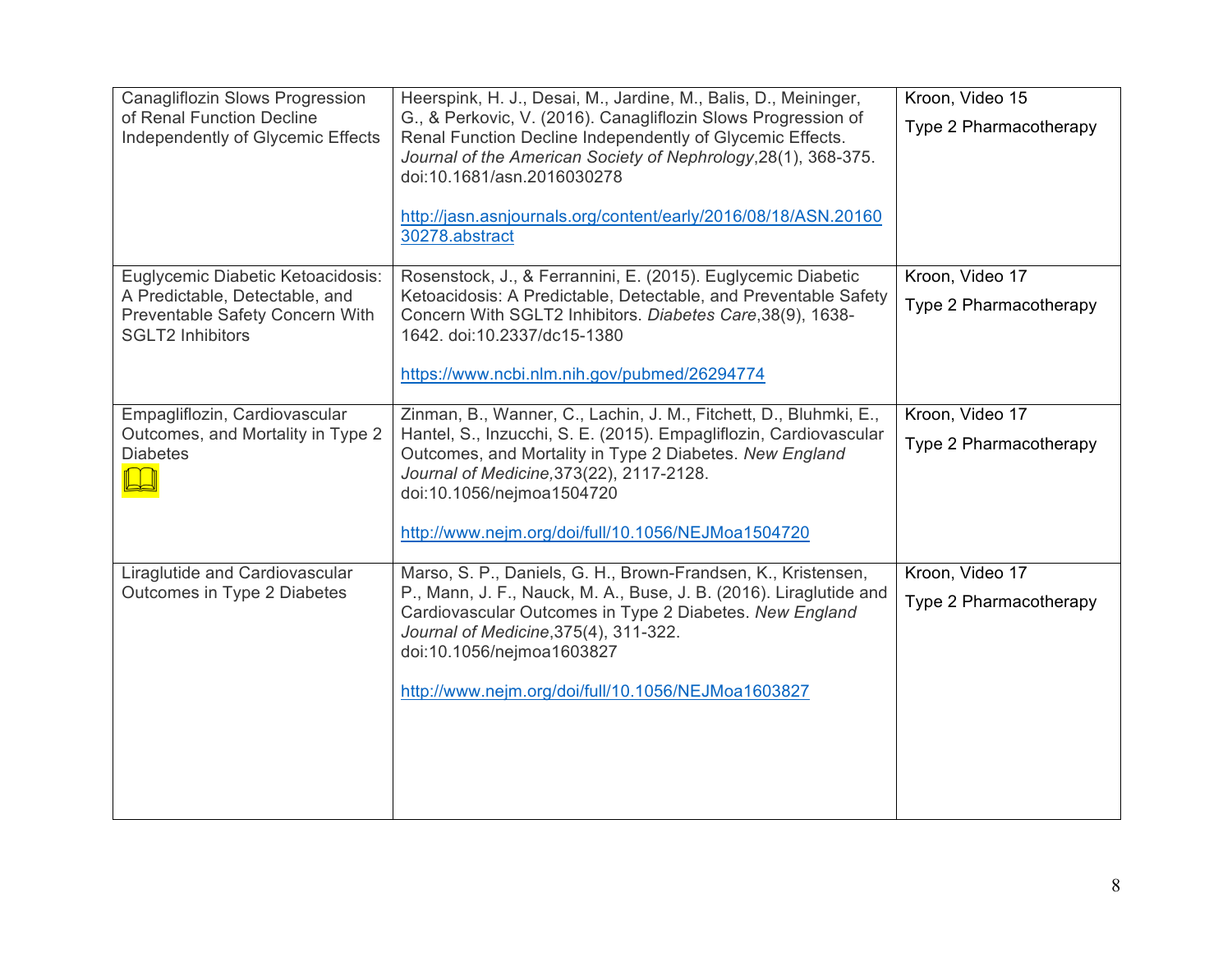| | | |
|---|---|---|
| Canagliflozin Slows Progression of Renal Function Decline Independently of Glycemic Effects | Heerspink, H. J., Desai, M., Jardine, M., Balis, D., Meininger, G., & Perkovic, V. (2016). Canagliflozin Slows Progression of Renal Function Decline Independently of Glycemic Effects. *Journal of the American Society of Nephrology*,28(1), 368-375. doi:10.1681/asn.2016030278<br><br>http://jasn.asnjournals.org/content/early/2016/08/18/ASN.2016030278.abstract | Kroon, Video 15<br><br>Type 2 Pharmacotherapy |
| Euglycemic Diabetic Ketoacidosis: A Predictable, Detectable, and Preventable Safety Concern With SGLT2 Inhibitors | Rosenstock, J., & Ferrannini, E. (2015). Euglycemic Diabetic Ketoacidosis: A Predictable, Detectable, and Preventable Safety Concern With SGLT2 Inhibitors. *Diabetes Care*,38(9), 1638-1642. doi:10.2337/dc15-1380<br><br>https://www.ncbi.nlm.nih.gov/pubmed/26294774 | Kroon, Video 17<br><br>Type 2 Pharmacotherapy |
| Empagliflozin, Cardiovascular Outcomes, and Mortality in Type 2 Diabetes | Zinman, B., Wanner, C., Lachin, J. M., Fitchett, D., Bluhmki, E., Hantel, S., Inzucchi, S. E. (2015). Empagliflozin, Cardiovascular Outcomes, and Mortality in Type 2 Diabetes. *New England Journal of Medicine,*373(22), 2117-2128. doi:10.1056/nejmoa1504720<br><br>http://www.nejm.org/doi/full/10.1056/NEJMoa1504720 | Kroon, Video 17<br><br>Type 2 Pharmacotherapy |
| Liraglutide and Cardiovascular Outcomes in Type 2 Diabetes | Marso, S. P., Daniels, G. H., Brown-Frandsen, K., Kristensen, P., Mann, J. F., Nauck, M. A., Buse, J. B. (2016). Liraglutide and Cardiovascular Outcomes in Type 2 Diabetes. *New England Journal of Medicine*,375(4), 311-322. doi:10.1056/nejmoa1603827<br><br>http://www.nejm.org/doi/full/10.1056/NEJMoa1603827 | Kroon, Video 17<br><br>Type 2 Pharmacotherapy |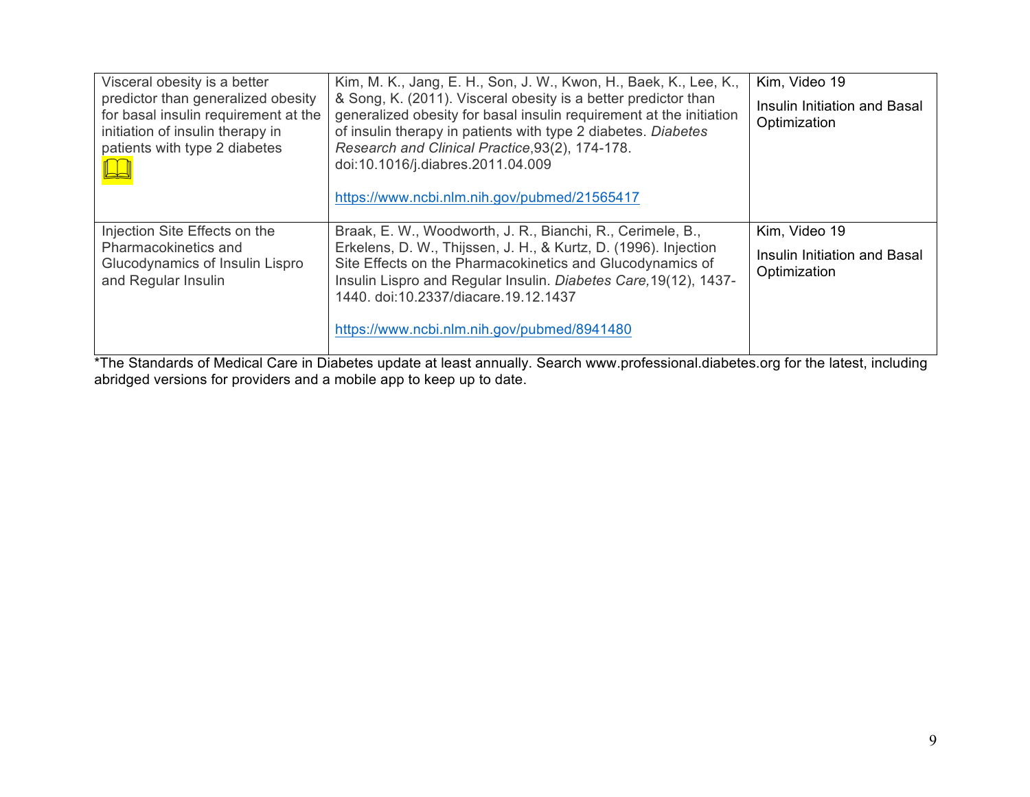| | | |
|---|---|---|
| Visceral obesity is a better predictor than generalized obesity for basal insulin requirement at the initiation of insulin therapy in patients with type 2 diabetes 📖 | Kim, M. K., Jang, E. H., Son, J. W., Kwon, H., Baek, K., Lee, K., & Song, K. (2011). Visceral obesity is a better predictor than generalized obesity for basal insulin requirement at the initiation of insulin therapy in patients with type 2 diabetes. *Diabetes Research and Clinical Practice*,93(2), 174-178. doi:10.1016/j.diabres.2011.04.009<br><br>https://www.ncbi.nlm.nih.gov/pubmed/21565417 | Kim, Video 19<br><br>Insulin Initiation and Basal Optimization |
| Injection Site Effects on the Pharmacokinetics and Glucodynamics of Insulin Lispro and Regular Insulin | Braak, E. W., Woodworth, J. R., Bianchi, R., Cerimele, B., Erkelens, D. W., Thijssen, J. H., & Kurtz, D. (1996). Injection Site Effects on the Pharmacokinetics and Glucodynamics of Insulin Lispro and Regular Insulin. *Diabetes Care,*19(12), 1437-1440. doi:10.2337/diacare.19.12.1437<br><br>https://www.ncbi.nlm.nih.gov/pubmed/8941480 | Kim, Video 19<br><br>Insulin Initiation and Basal Optimization |

*The Standards of Medical Care in Diabetes update at least annually. Search www.professional.diabetes.org for the latest, including abridged versions for providers and a mobile app to keep up to date.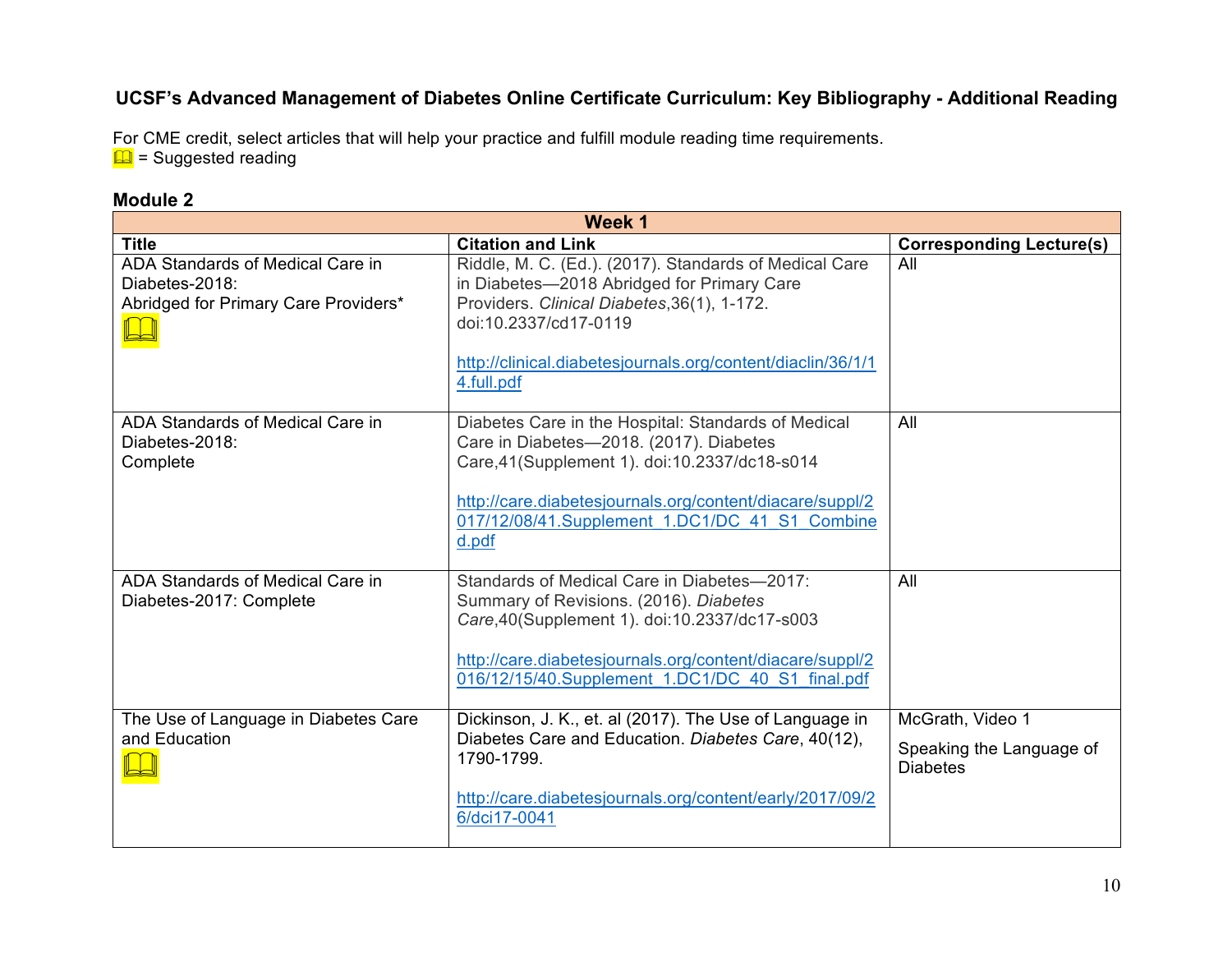### UCSF's Advanced Management of Diabetes Online Certificate Curriculum: Key Bibliography - Additional Reading

For CME credit, select articles that will help your practice and fulfill module reading time requirements.
📖 = Suggested reading

## Module 2

| Week 1 | | |
|---|---|---|
| **Title** | **Citation and Link** | **Corresponding Lecture(s)** |
| ADA Standards of Medical Care in Diabetes-2018: Abridged for Primary Care Providers* 📖 | Riddle, M. C. (Ed.). (2017). Standards of Medical Care in Diabetes—2018 Abridged for Primary Care Providers. *Clinical Diabetes*,36(1), 1-172. doi:10.2337/cd17-0119 <br><br> http://clinical.diabetesjournals.org/content/diaclin/36/1/14.full.pdf | All |
| ADA Standards of Medical Care in Diabetes-2018: Complete | Diabetes Care in the Hospital: Standards of Medical Care in Diabetes—2018. (2017). Diabetes Care,41(Supplement 1). doi:10.2337/dc18-s014 <br><br> http://care.diabetesjournals.org/content/diacare/suppl/2017/12/08/41.Supplement_1.DC1/DC_41_S1_Combined.pdf | All |
| ADA Standards of Medical Care in Diabetes-2017: Complete | Standards of Medical Care in Diabetes—2017: Summary of Revisions. (2016). *Diabetes Care*,40(Supplement 1). doi:10.2337/dc17-s003 <br><br> http://care.diabetesjournals.org/content/diacare/suppl/2016/12/15/40.Supplement_1.DC1/DC_40_S1_final.pdf | All |
| The Use of Language in Diabetes Care and Education 📖 | Dickinson, J. K., et. al (2017). The Use of Language in Diabetes Care and Education. *Diabetes Care*, 40(12), 1790-1799. <br><br> http://care.diabetesjournals.org/content/early/2017/09/26/dci17-0041 | McGrath, Video 1 <br><br> Speaking the Language of Diabetes |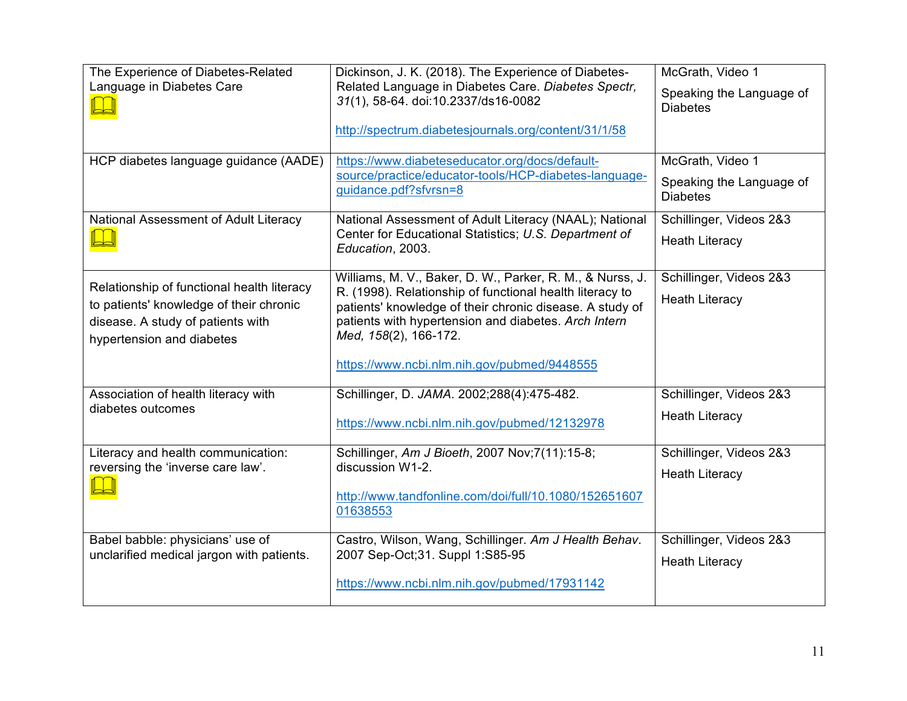| | | |
|---|---|---|
| The Experience of Diabetes-Related Language in Diabetes Care 📖 | Dickinson, J. K. (2018). The Experience of Diabetes-Related Language in Diabetes Care. *Diabetes Spectr, 31*(1), 58-64. doi:10.2337/ds16-0082<br><br>http://spectrum.diabetesjournals.org/content/31/1/58 | McGrath, Video 1<br><br>Speaking the Language of Diabetes |
| HCP diabetes language guidance (AADE) | https://www.diabeteseducator.org/docs/default-source/practice/educator-tools/HCP-diabetes-language-guidance.pdf?sfvrsn=8 | McGrath, Video 1<br><br>Speaking the Language of Diabetes |
| National Assessment of Adult Literacy 📖 | National Assessment of Adult Literacy (NAAL); National Center for Educational Statistics; *U.S. Department of Education*, 2003. | Schillinger, Videos 2&3<br><br>Heath Literacy |
| Relationship of functional health literacy to patients' knowledge of their chronic disease. A study of patients with hypertension and diabetes | Williams, M. V., Baker, D. W., Parker, R. M., & Nurss, J. R. (1998). Relationship of functional health literacy to patients' knowledge of their chronic disease. A study of patients with hypertension and diabetes. *Arch Intern Med, 158*(2), 166-172.<br><br>https://www.ncbi.nlm.nih.gov/pubmed/9448555 | Schillinger, Videos 2&3<br><br>Heath Literacy |
| Association of health literacy with diabetes outcomes | Schillinger, D. *JAMA*. 2002;288(4):475-482.<br><br>https://www.ncbi.nlm.nih.gov/pubmed/12132978 | Schillinger, Videos 2&3<br><br>Heath Literacy |
| Literacy and health communication: reversing the 'inverse care law'. 📖 | Schillinger, *Am J Bioeth*, 2007 Nov;7(11):15-8; discussion W1-2.<br><br>http://www.tandfonline.com/doi/full/10.1080/15265160701638553 | Schillinger, Videos 2&3<br><br>Heath Literacy |
| Babel babble: physicians' use of unclarified medical jargon with patients. | Castro, Wilson, Wang, Schillinger. *Am J Health Behav*. 2007 Sep-Oct;31. Suppl 1:S85-95<br><br>https://www.ncbi.nlm.nih.gov/pubmed/17931142 | Schillinger, Videos 2&3<br><br>Heath Literacy |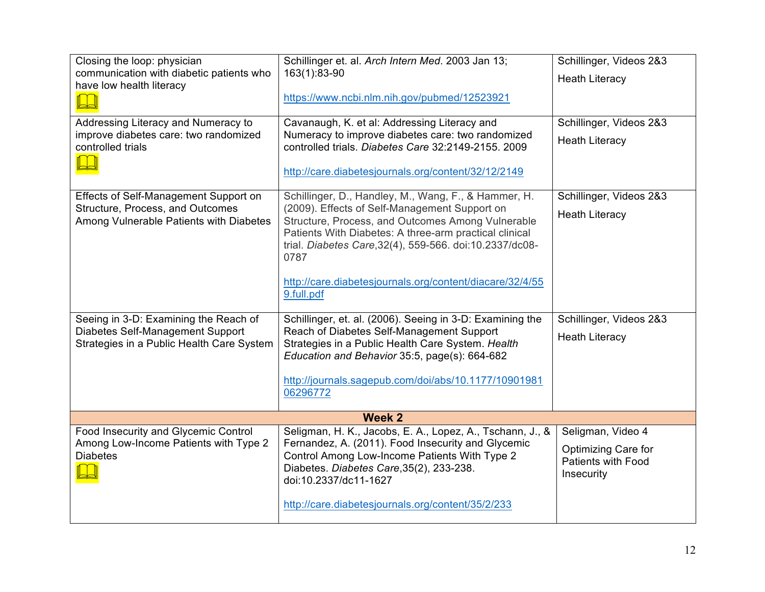| | | |
|---|---|---|
| Closing the loop: physician communication with diabetic patients who have low health literacy | Schillinger et. al. *Arch Intern Med*. 2003 Jan 13; 163(1):83-90<br><br>https://www.ncbi.nlm.nih.gov/pubmed/12523921 | Schillinger, Videos 2&3<br><br>Heath Literacy |
| Addressing Literacy and Numeracy to improve diabetes care: two randomized controlled trials | Cavanaugh, K. et al: Addressing Literacy and Numeracy to improve diabetes care: two randomized controlled trials. *Diabetes Care* 32:2149-2155. 2009<br><br>http://care.diabetesjournals.org/content/32/12/2149 | Schillinger, Videos 2&3<br><br>Heath Literacy |
| Effects of Self-Management Support on Structure, Process, and Outcomes Among Vulnerable Patients with Diabetes | Schillinger, D., Handley, M., Wang, F., & Hammer, H. (2009). Effects of Self-Management Support on Structure, Process, and Outcomes Among Vulnerable Patients With Diabetes: A three-arm practical clinical trial. *Diabetes Care*,32(4), 559-566. doi:10.2337/dc08-0787<br><br>http://care.diabetesjournals.org/content/diacare/32/4/559.full.pdf | Schillinger, Videos 2&3<br><br>Heath Literacy |
| Seeing in 3-D: Examining the Reach of Diabetes Self-Management Support Strategies in a Public Health Care System | Schillinger, et. al. (2006). Seeing in 3-D: Examining the Reach of Diabetes Self-Management Support Strategies in a Public Health Care System. *Health Education and Behavior* 35:5, page(s): 664-682<br><br>http://journals.sagepub.com/doi/abs/10.1177/1090198106296772 | Schillinger, Videos 2&3<br><br>Heath Literacy |
| **Week 2** | | |
| Food Insecurity and Glycemic Control Among Low-Income Patients with Type 2 Diabetes | Seligman, H. K., Jacobs, E. A., Lopez, A., Tschann, J., & Fernandez, A. (2011). Food Insecurity and Glycemic Control Among Low-Income Patients With Type 2 Diabetes. *Diabetes Care*,35(2), 233-238. doi:10.2337/dc11-1627<br><br>http://care.diabetesjournals.org/content/35/2/233 | Seligman, Video 4<br><br>Optimizing Care for Patients with Food Insecurity |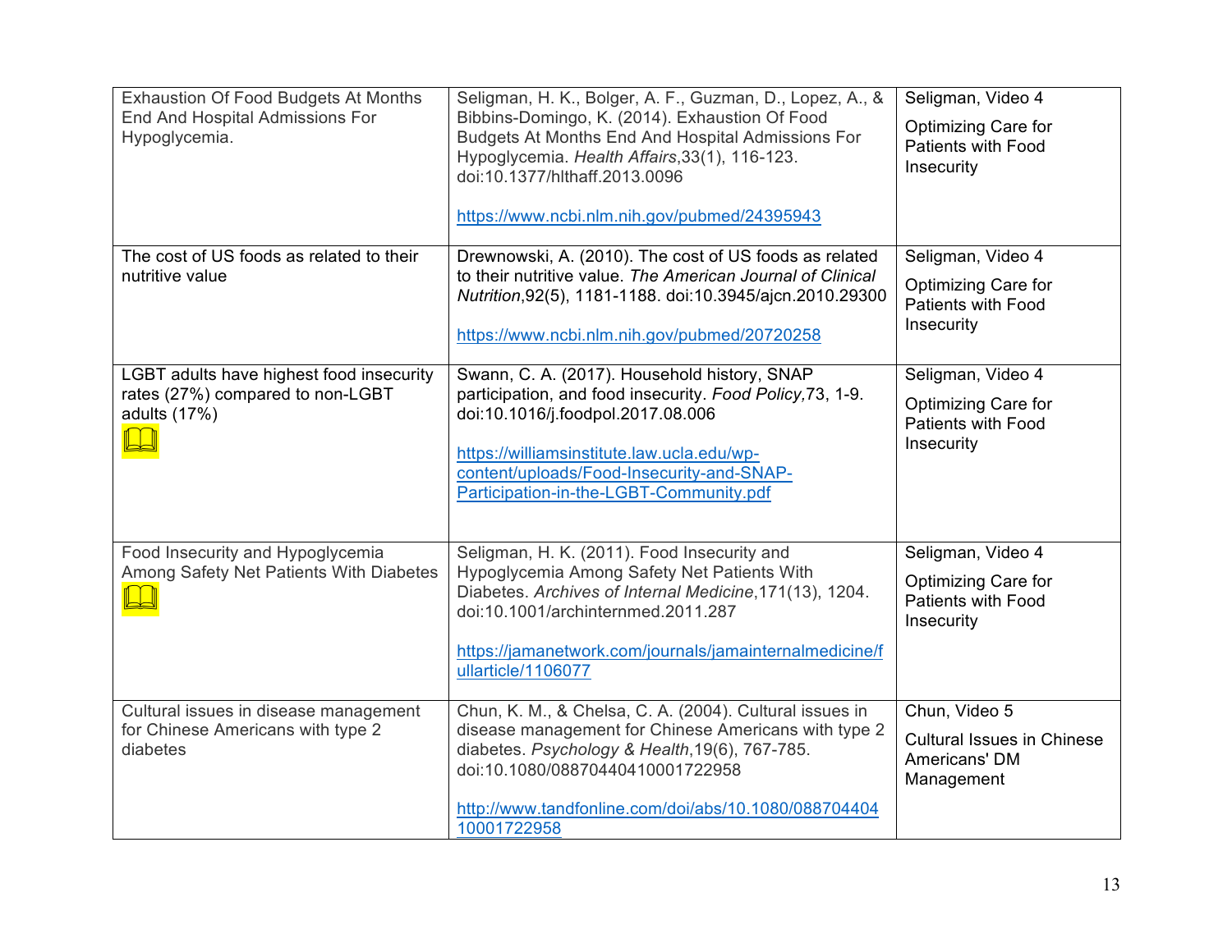| | | |
|---|---|---|
| Exhaustion Of Food Budgets At Months End And Hospital Admissions For Hypoglycemia. | Seligman, H. K., Bolger, A. F., Guzman, D., Lopez, A., & Bibbins-Domingo, K. (2014). Exhaustion Of Food Budgets At Months End And Hospital Admissions For Hypoglycemia. *Health Affairs*,33(1), 116-123. doi:10.1377/hlthaff.2013.0096<br><br>https://www.ncbi.nlm.nih.gov/pubmed/24395943 | Seligman, Video 4<br><br>Optimizing Care for Patients with Food Insecurity |
| The cost of US foods as related to their nutritive value | Drewnowski, A. (2010). The cost of US foods as related to their nutritive value. *The American Journal of Clinical Nutrition*,92(5), 1181-1188. doi:10.3945/ajcn.2010.29300<br><br>https://www.ncbi.nlm.nih.gov/pubmed/20720258 | Seligman, Video 4<br><br>Optimizing Care for Patients with Food Insecurity |
| LGBT adults have highest food insecurity rates (27%) compared to non-LGBT adults (17%) | Swann, C. A. (2017). Household history, SNAP participation, and food insecurity. *Food Policy,*73, 1-9. doi:10.1016/j.foodpol.2017.08.006<br><br>https://williamsinstitute.law.ucla.edu/wp-content/uploads/Food-Insecurity-and-SNAP-Participation-in-the-LGBT-Community.pdf | Seligman, Video 4<br><br>Optimizing Care for Patients with Food Insecurity |
| Food Insecurity and Hypoglycemia Among Safety Net Patients With Diabetes | Seligman, H. K. (2011). Food Insecurity and Hypoglycemia Among Safety Net Patients With Diabetes. *Archives of Internal Medicine*,171(13), 1204. doi:10.1001/archinternmed.2011.287<br><br>https://jamanetwork.com/journals/jamainternalmedicine/fullarticle/1106077 | Seligman, Video 4<br><br>Optimizing Care for Patients with Food Insecurity |
| Cultural issues in disease management for Chinese Americans with type 2 diabetes | Chun, K. M., & Chelsa, C. A. (2004). Cultural issues in disease management for Chinese Americans with type 2 diabetes. *Psychology & Health*,19(6), 767-785. doi:10.1080/08870440410001722958<br><br>http://www.tandfonline.com/doi/abs/10.1080/08870440410001722958 | Chun, Video 5<br><br>Cultural Issues in Chinese Americans' DM Management |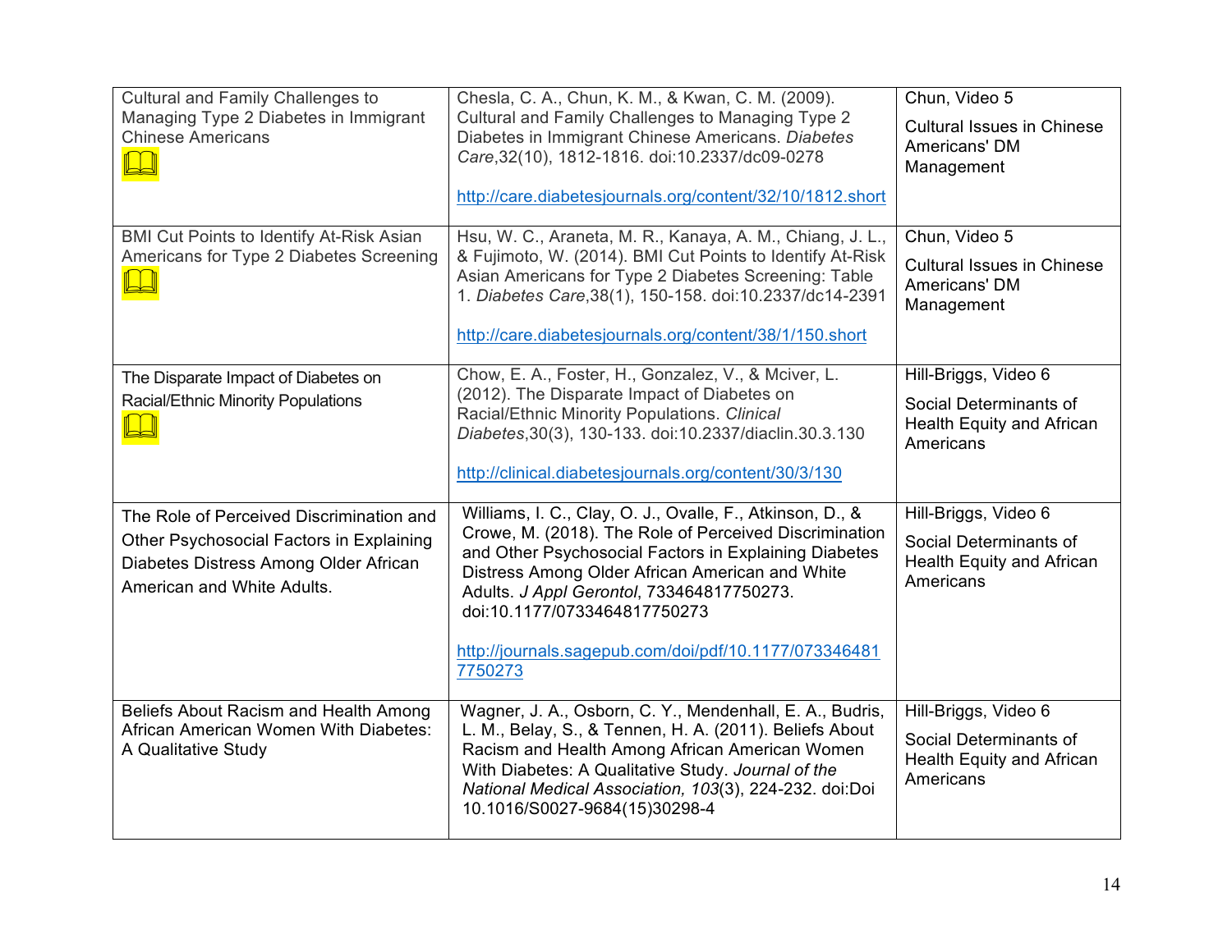| | | |
|---|---|---|
| Cultural and Family Challenges to Managing Type 2 Diabetes in Immigrant Chinese Americans | Chesla, C. A., Chun, K. M., & Kwan, C. M. (2009). Cultural and Family Challenges to Managing Type 2 Diabetes in Immigrant Chinese Americans. *Diabetes Care*,32(10), 1812-1816. doi:10.2337/dc09-0278<br><br>http://care.diabetesjournals.org/content/32/10/1812.short | Chun, Video 5<br><br>Cultural Issues in Chinese Americans' DM Management |
| BMI Cut Points to Identify At-Risk Asian Americans for Type 2 Diabetes Screening | Hsu, W. C., Araneta, M. R., Kanaya, A. M., Chiang, J. L., & Fujimoto, W. (2014). BMI Cut Points to Identify At-Risk Asian Americans for Type 2 Diabetes Screening: Table 1. *Diabetes Care*,38(1), 150-158. doi:10.2337/dc14-2391<br><br>http://care.diabetesjournals.org/content/38/1/150.short | Chun, Video 5<br><br>Cultural Issues in Chinese Americans' DM Management |
| The Disparate Impact of Diabetes on Racial/Ethnic Minority Populations | Chow, E. A., Foster, H., Gonzalez, V., & Mciver, L. (2012). The Disparate Impact of Diabetes on Racial/Ethnic Minority Populations. *Clinical Diabetes*,30(3), 130-133. doi:10.2337/diaclin.30.3.130<br><br>http://clinical.diabetesjournals.org/content/30/3/130 | Hill-Briggs, Video 6<br><br>Social Determinants of Health Equity and African Americans |
| The Role of Perceived Discrimination and Other Psychosocial Factors in Explaining Diabetes Distress Among Older African American and White Adults. | Williams, I. C., Clay, O. J., Ovalle, F., Atkinson, D., & Crowe, M. (2018). The Role of Perceived Discrimination and Other Psychosocial Factors in Explaining Diabetes Distress Among Older African American and White Adults. *J Appl Gerontol*, 733464817750273. doi:10.1177/0733464817750273<br><br>http://journals.sagepub.com/doi/pdf/10.1177/0733464817750273 | Hill-Briggs, Video 6<br><br>Social Determinants of Health Equity and African Americans |
| Beliefs About Racism and Health Among African American Women With Diabetes: A Qualitative Study | Wagner, J. A., Osborn, C. Y., Mendenhall, E. A., Budris, L. M., Belay, S., & Tennen, H. A. (2011). Beliefs About Racism and Health Among African American Women With Diabetes: A Qualitative Study. *Journal of the National Medical Association, 103*(3), 224-232. doi:Doi 10.1016/S0027-9684(15)30298-4 | Hill-Briggs, Video 6<br><br>Social Determinants of Health Equity and African Americans |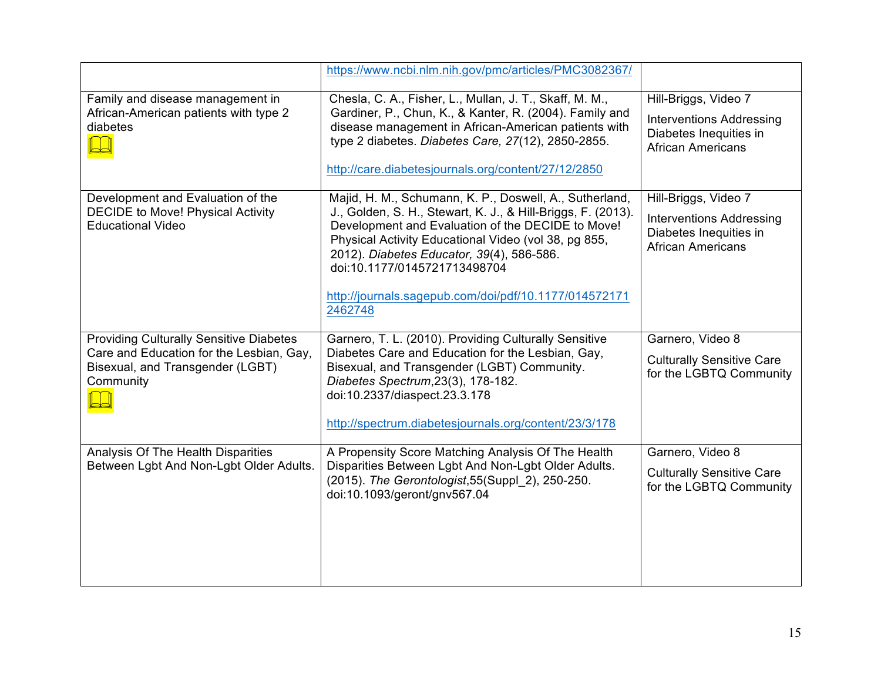| | | |
|---|---|---|
| | https://www.ncbi.nlm.nih.gov/pmc/articles/PMC3082367/ | |
| Family and disease management in African-American patients with type 2 diabetes | Chesla, C. A., Fisher, L., Mullan, J. T., Skaff, M. M., Gardiner, P., Chun, K., & Kanter, R. (2004). Family and disease management in African-American patients with type 2 diabetes. *Diabetes Care, 27*(12), 2850-2855. <br><br> http://care.diabetesjournals.org/content/27/12/2850 | Hill-Briggs, Video 7 <br><br> Interventions Addressing Diabetes Inequities in African Americans |
| Development and Evaluation of the DECIDE to Move! Physical Activity Educational Video | Majid, H. M., Schumann, K. P., Doswell, A., Sutherland, J., Golden, S. H., Stewart, K. J., & Hill-Briggs, F. (2013). Development and Evaluation of the DECIDE to Move! Physical Activity Educational Video (vol 38, pg 855, 2012). *Diabetes Educator, 39*(4), 586-586. doi:10.1177/0145721713498704 <br><br> http://journals.sagepub.com/doi/pdf/10.1177/0145721712462748 | Hill-Briggs, Video 7 <br><br> Interventions Addressing Diabetes Inequities in African Americans |
| Providing Culturally Sensitive Diabetes Care and Education for the Lesbian, Gay, Bisexual, and Transgender (LGBT) Community | Garnero, T. L. (2010). Providing Culturally Sensitive Diabetes Care and Education for the Lesbian, Gay, Bisexual, and Transgender (LGBT) Community. *Diabetes Spectrum*,23(3), 178-182. doi:10.2337/diaspect.23.3.178 <br><br> http://spectrum.diabetesjournals.org/content/23/3/178 | Garnero, Video 8 <br><br> Culturally Sensitive Care for the LGBTQ Community |
| Analysis Of The Health Disparities Between Lgbt And Non-Lgbt Older Adults. | A Propensity Score Matching Analysis Of The Health Disparities Between Lgbt And Non-Lgbt Older Adults. (2015). *The Gerontologist*,55(Suppl_2), 250-250. doi:10.1093/geront/gnv567.04 | Garnero, Video 8 <br><br> Culturally Sensitive Care for the LGBTQ Community |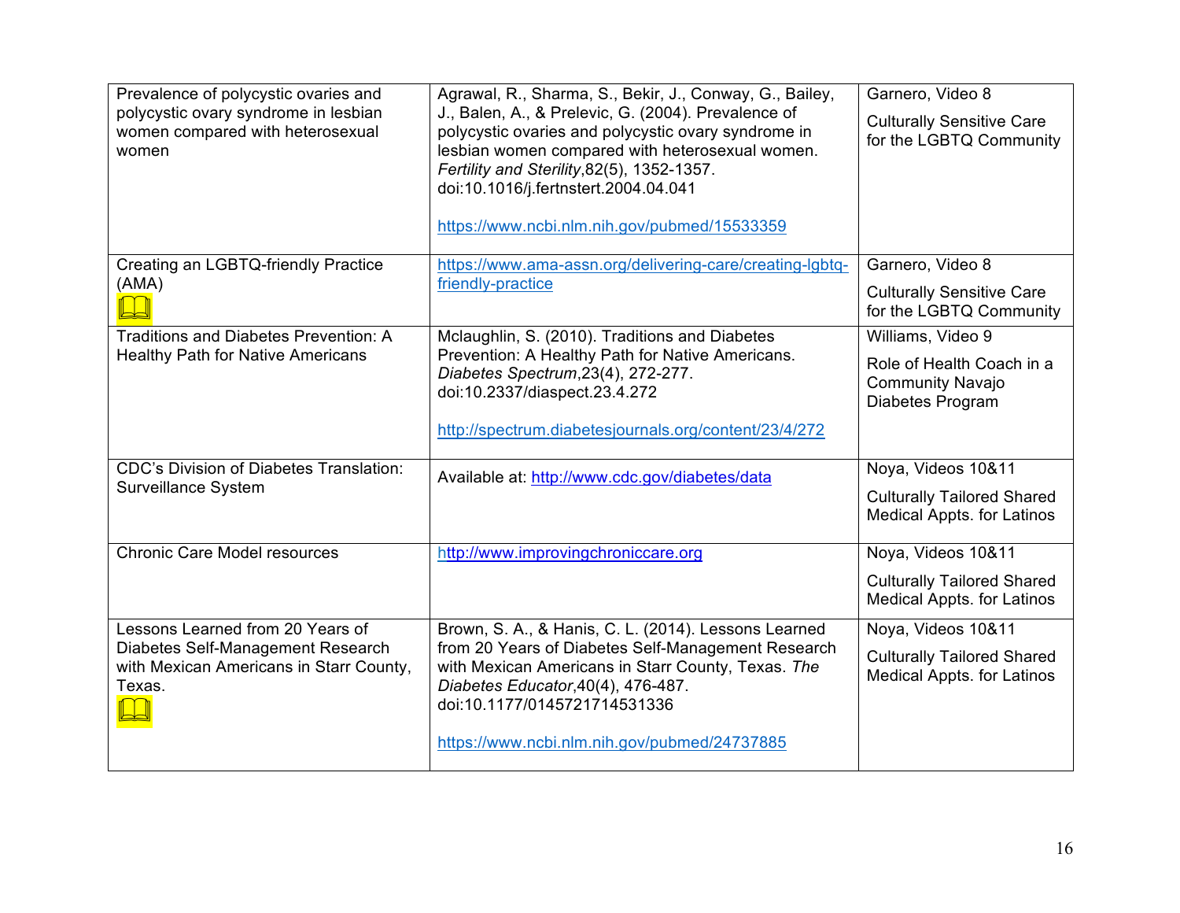| | | |
|---|---|---|
| Prevalence of polycystic ovaries and polycystic ovary syndrome in lesbian women compared with heterosexual women | Agrawal, R., Sharma, S., Bekir, J., Conway, G., Bailey, J., Balen, A., & Prelevic, G. (2004). Prevalence of polycystic ovaries and polycystic ovary syndrome in lesbian women compared with heterosexual women. *Fertility and Sterility*,82(5), 1352-1357. doi:10.1016/j.fertnstert.2004.04.041<br><br>https://www.ncbi.nlm.nih.gov/pubmed/15533359 | Garnero, Video 8<br><br>Culturally Sensitive Care for the LGBTQ Community |
| Creating an LGBTQ-friendly Practice (AMA) 📖 | https://www.ama-assn.org/delivering-care/creating-lgbtq-friendly-practice | Garnero, Video 8<br><br>Culturally Sensitive Care for the LGBTQ Community |
| Traditions and Diabetes Prevention: A Healthy Path for Native Americans | Mclaughlin, S. (2010). Traditions and Diabetes Prevention: A Healthy Path for Native Americans. *Diabetes Spectrum*,23(4), 272-277. doi:10.2337/diaspect.23.4.272<br><br>http://spectrum.diabetesjournals.org/content/23/4/272 | Williams, Video 9<br><br>Role of Health Coach in a Community Navajo Diabetes Program |
| CDC's Division of Diabetes Translation: Surveillance System | Available at: http://www.cdc.gov/diabetes/data | Noya, Videos 10&11<br><br>Culturally Tailored Shared Medical Appts. for Latinos |
| Chronic Care Model resources | http://www.improvingchroniccare.org | Noya, Videos 10&11<br><br>Culturally Tailored Shared Medical Appts. for Latinos |
| Lessons Learned from 20 Years of Diabetes Self-Management Research with Mexican Americans in Starr County, Texas. 📖 | Brown, S. A., & Hanis, C. L. (2014). Lessons Learned from 20 Years of Diabetes Self-Management Research with Mexican Americans in Starr County, Texas. *The Diabetes Educator*,40(4), 476-487. doi:10.1177/0145721714531336<br><br>https://www.ncbi.nlm.nih.gov/pubmed/24737885 | Noya, Videos 10&11<br><br>Culturally Tailored Shared Medical Appts. for Latinos |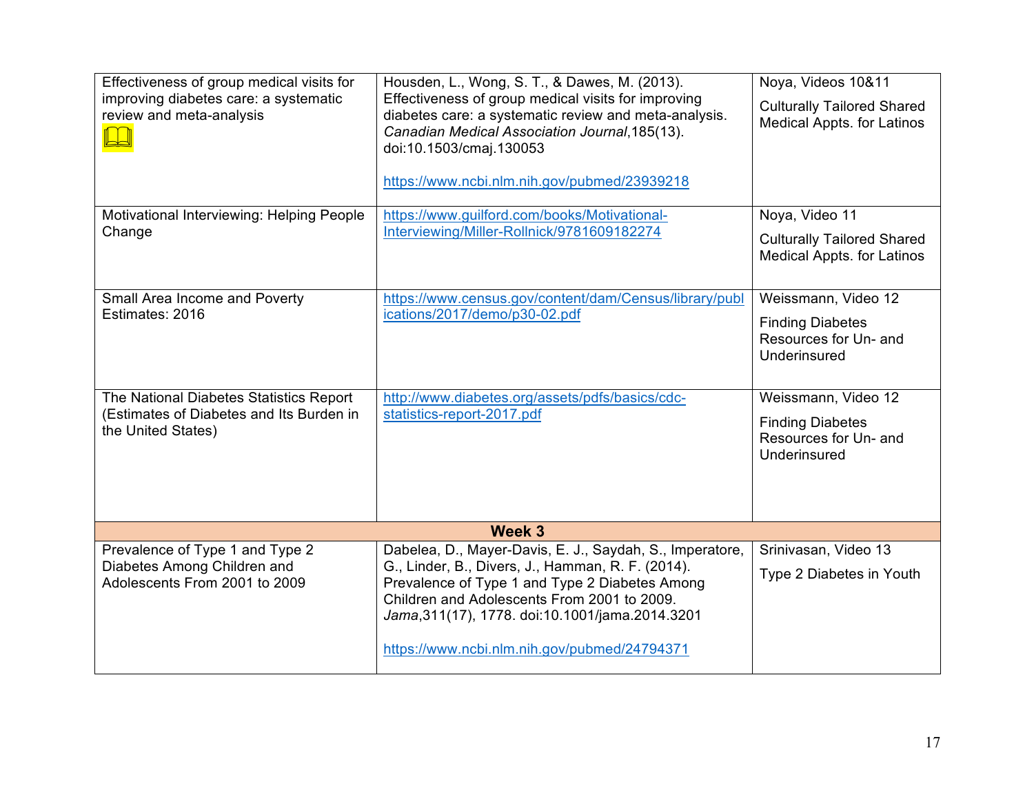| | | |
|---|---|---|
| Effectiveness of group medical visits for improving diabetes care: a systematic review and meta-analysis | Housden, L., Wong, S. T., & Dawes, M. (2013). Effectiveness of group medical visits for improving diabetes care: a systematic review and meta-analysis. *Canadian Medical Association Journal*,185(13). doi:10.1503/cmaj.130053<br><br>https://www.ncbi.nlm.nih.gov/pubmed/23939218 | Noya, Videos 10&11<br><br>Culturally Tailored Shared Medical Appts. for Latinos |
| Motivational Interviewing: Helping People Change | https://www.guilford.com/books/Motivational-Interviewing/Miller-Rollnick/9781609182274 | Noya, Video 11<br><br>Culturally Tailored Shared Medical Appts. for Latinos |
| Small Area Income and Poverty Estimates: 2016 | https://www.census.gov/content/dam/Census/library/publications/2017/demo/p30-02.pdf | Weissmann, Video 12<br><br>Finding Diabetes Resources for Un- and Underinsured |
| The National Diabetes Statistics Report (Estimates of Diabetes and Its Burden in the United States) | http://www.diabetes.org/assets/pdfs/basics/cdc-statistics-report-2017.pdf | Weissmann, Video 12<br><br>Finding Diabetes Resources for Un- and Underinsured |
| **Week 3** | | |
| Prevalence of Type 1 and Type 2 Diabetes Among Children and Adolescents From 2001 to 2009 | Dabelea, D., Mayer-Davis, E. J., Saydah, S., Imperatore, G., Linder, B., Divers, J., Hamman, R. F. (2014). Prevalence of Type 1 and Type 2 Diabetes Among Children and Adolescents From 2001 to 2009. *Jama*,311(17), 1778. doi:10.1001/jama.2014.3201<br><br>https://www.ncbi.nlm.nih.gov/pubmed/24794371 | Srinivasan, Video 13<br><br>Type 2 Diabetes in Youth |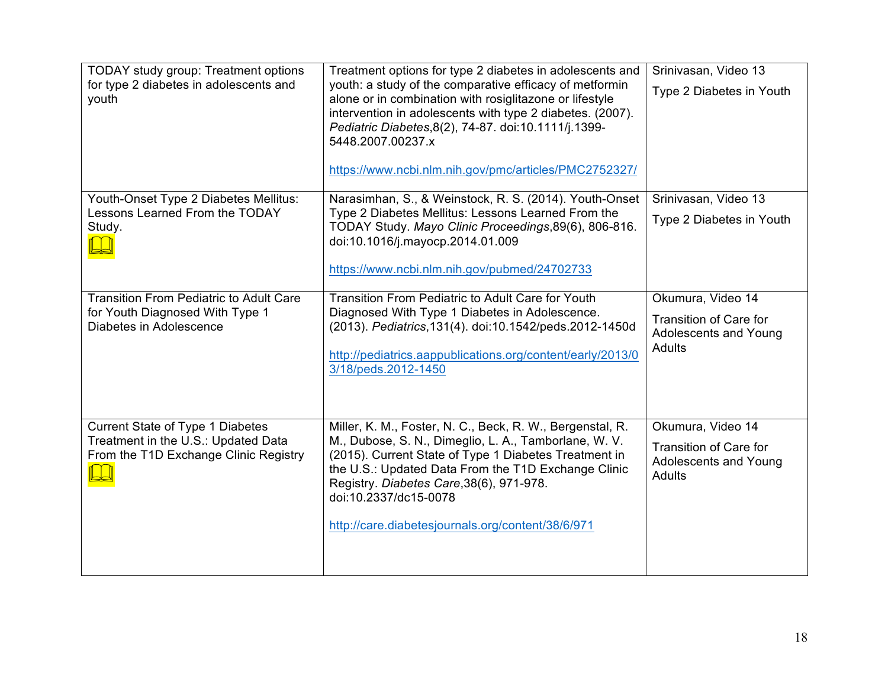| | | |
|---|---|---|
| TODAY study group: Treatment options for type 2 diabetes in adolescents and youth | Treatment options for type 2 diabetes in adolescents and youth: a study of the comparative efficacy of metformin alone or in combination with rosiglitazone or lifestyle intervention in adolescents with type 2 diabetes. (2007). *Pediatric Diabetes*,8(2), 74-87. doi:10.1111/j.1399-5448.2007.00237.x <br><br> https://www.ncbi.nlm.nih.gov/pmc/articles/PMC2752327/ | Srinivasan, Video 13 <br> Type 2 Diabetes in Youth |
| Youth-Onset Type 2 Diabetes Mellitus: Lessons Learned From the TODAY Study. | Narasimhan, S., & Weinstock, R. S. (2014). Youth-Onset Type 2 Diabetes Mellitus: Lessons Learned From the TODAY Study. *Mayo Clinic Proceedings*,89(6), 806-816. doi:10.1016/j.mayocp.2014.01.009 <br><br> https://www.ncbi.nlm.nih.gov/pubmed/24702733 | Srinivasan, Video 13 <br> Type 2 Diabetes in Youth |
| Transition From Pediatric to Adult Care for Youth Diagnosed With Type 1 Diabetes in Adolescence | Transition From Pediatric to Adult Care for Youth Diagnosed With Type 1 Diabetes in Adolescence. (2013). *Pediatrics*,131(4). doi:10.1542/peds.2012-1450d <br><br> http://pediatrics.aappublications.org/content/early/2013/03/18/peds.2012-1450 | Okumura, Video 14 <br> Transition of Care for Adolescents and Young Adults |
| Current State of Type 1 Diabetes Treatment in the U.S.: Updated Data From the T1D Exchange Clinic Registry | Miller, K. M., Foster, N. C., Beck, R. W., Bergenstal, R. M., Dubose, S. N., Dimeglio, L. A., Tamborlane, W. V. (2015). Current State of Type 1 Diabetes Treatment in the U.S.: Updated Data From the T1D Exchange Clinic Registry. *Diabetes Care*,38(6), 971-978. doi:10.2337/dc15-0078 <br><br> http://care.diabetesjournals.org/content/38/6/971 | Okumura, Video 14 <br> Transition of Care for Adolescents and Young Adults |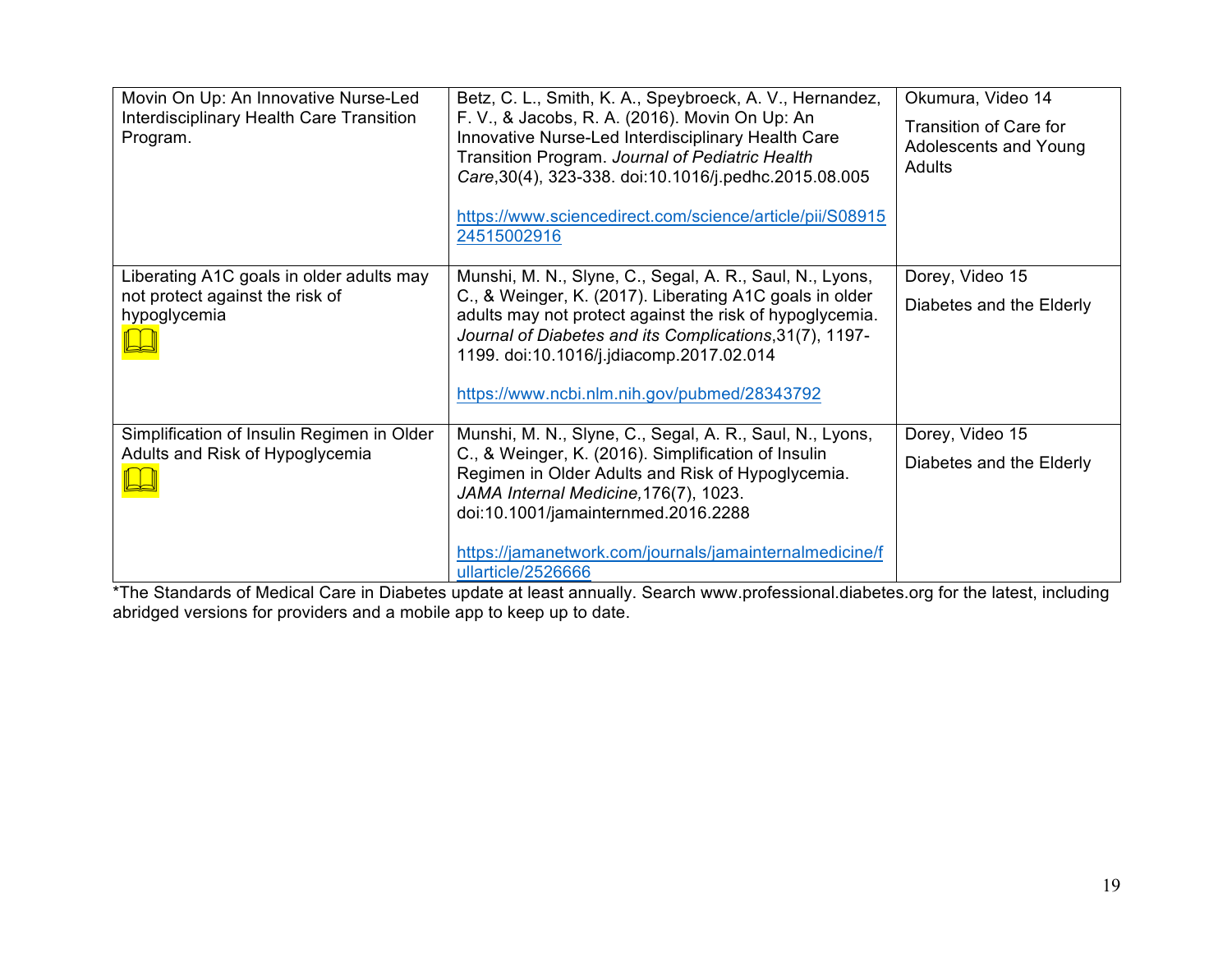| | | |
|---|---|---|
| Movin On Up: An Innovative Nurse-Led Interdisciplinary Health Care Transition Program. | Betz, C. L., Smith, K. A., Speybroeck, A. V., Hernandez, F. V., & Jacobs, R. A. (2016). Movin On Up: An Innovative Nurse-Led Interdisciplinary Health Care Transition Program. *Journal of Pediatric Health Care*,30(4), 323-338. doi:10.1016/j.pedhc.2015.08.005<br><br>https://www.sciencedirect.com/science/article/pii/S0891524515002916 | Okumura, Video 14<br><br>Transition of Care for Adolescents and Young Adults |
| Liberating A1C goals in older adults may not protect against the risk of hypoglycemia 📖 | Munshi, M. N., Slyne, C., Segal, A. R., Saul, N., Lyons, C., & Weinger, K. (2017). Liberating A1C goals in older adults may not protect against the risk of hypoglycemia. *Journal of Diabetes and its Complications*,31(7), 1197-1199. doi:10.1016/j.jdiacomp.2017.02.014<br><br>https://www.ncbi.nlm.nih.gov/pubmed/28343792 | Dorey, Video 15<br><br>Diabetes and the Elderly |
| Simplification of Insulin Regimen in Older Adults and Risk of Hypoglycemia 📖 | Munshi, M. N., Slyne, C., Segal, A. R., Saul, N., Lyons, C., & Weinger, K. (2016). Simplification of Insulin Regimen in Older Adults and Risk of Hypoglycemia. *JAMA Internal Medicine,*176(7), 1023. doi:10.1001/jamainternmed.2016.2288<br><br>https://jamanetwork.com/journals/jamainternalmedicine/fullarticle/2526666 | Dorey, Video 15<br><br>Diabetes and the Elderly |

*The Standards of Medical Care in Diabetes update at least annually. Search www.professional.diabetes.org for the latest, including abridged versions for providers and a mobile app to keep up to date.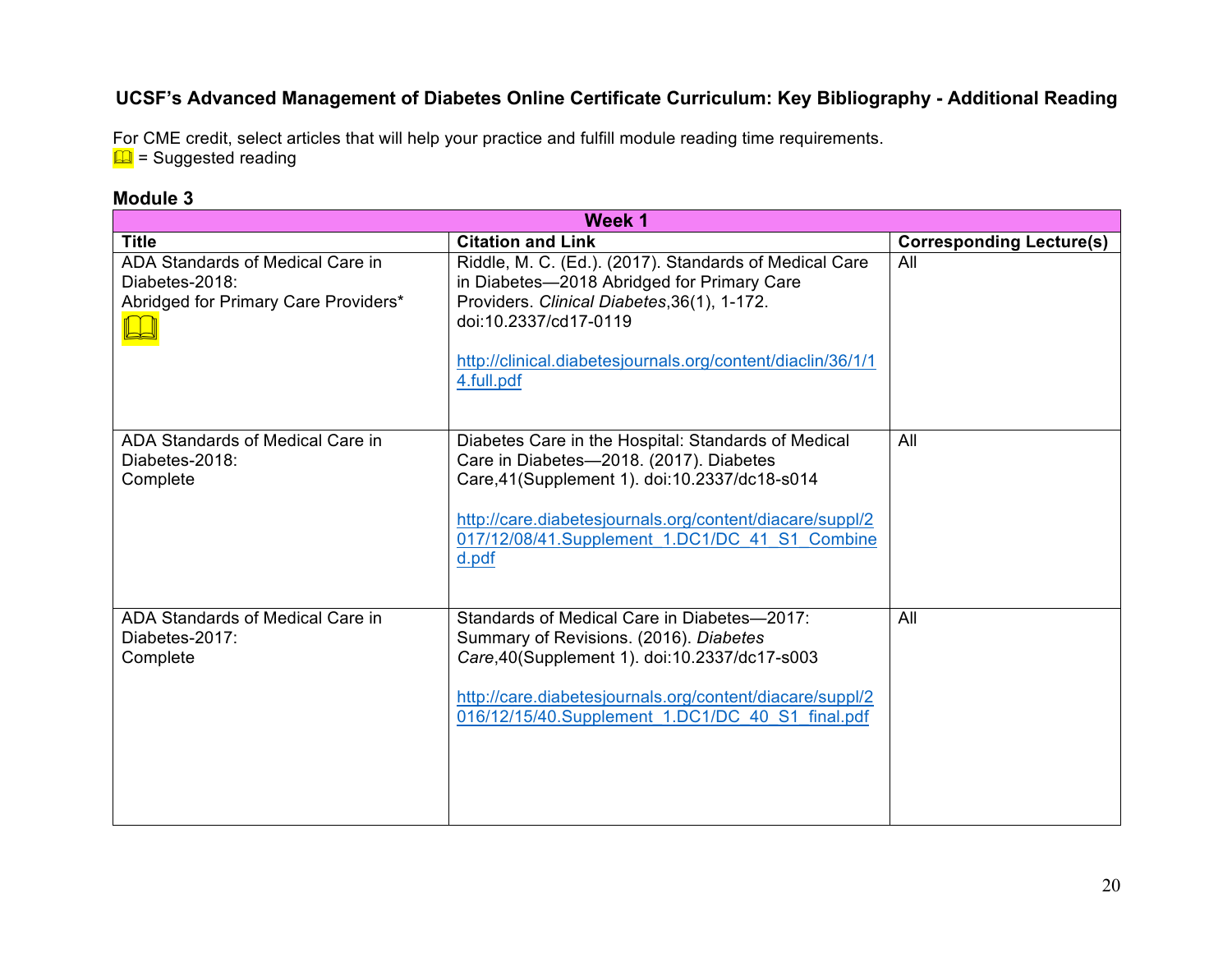# UCSF's Advanced Management of Diabetes Online Certificate Curriculum: Key Bibliography - Additional Reading

For CME credit, select articles that will help your practice and fulfill module reading time requirements.
📖 = Suggested reading

## Module 3

| Week 1 | | |
|---|---|---|
| **Title** | **Citation and Link** | **Corresponding Lecture(s)** |
| ADA Standards of Medical Care in Diabetes-2018: Abridged for Primary Care Providers* 📖 | Riddle, M. C. (Ed.). (2017). Standards of Medical Care in Diabetes—2018 Abridged for Primary Care Providers. *Clinical Diabetes*,36(1), 1-172. doi:10.2337/cd17-0119 [http://clinical.diabetesjournals.org/content/diaclin/36/1/14.full.pdf](http://clinical.diabetesjournals.org/content/diaclin/36/1/14.full.pdf) | All |
| ADA Standards of Medical Care in Diabetes-2018: Complete | Diabetes Care in the Hospital: Standards of Medical Care in Diabetes—2018. (2017). Diabetes Care,41(Supplement 1). doi:10.2337/dc18-s014 [http://care.diabetesjournals.org/content/diacare/suppl/2017/12/08/41.Supplement_1.DC1/DC_41_S1_Combined.pdf](http://care.diabetesjournals.org/content/diacare/suppl/2017/12/08/41.Supplement_1.DC1/DC_41_S1_Combined.pdf) | All |
| ADA Standards of Medical Care in Diabetes-2017: Complete | Standards of Medical Care in Diabetes—2017: Summary of Revisions. (2016). *Diabetes Care*,40(Supplement 1). doi:10.2337/dc17-s003 [http://care.diabetesjournals.org/content/diacare/suppl/2016/12/15/40.Supplement_1.DC1/DC_40_S1_final.pdf](http://care.diabetesjournals.org/content/diacare/suppl/2016/12/15/40.Supplement_1.DC1/DC_40_S1_final.pdf) | All |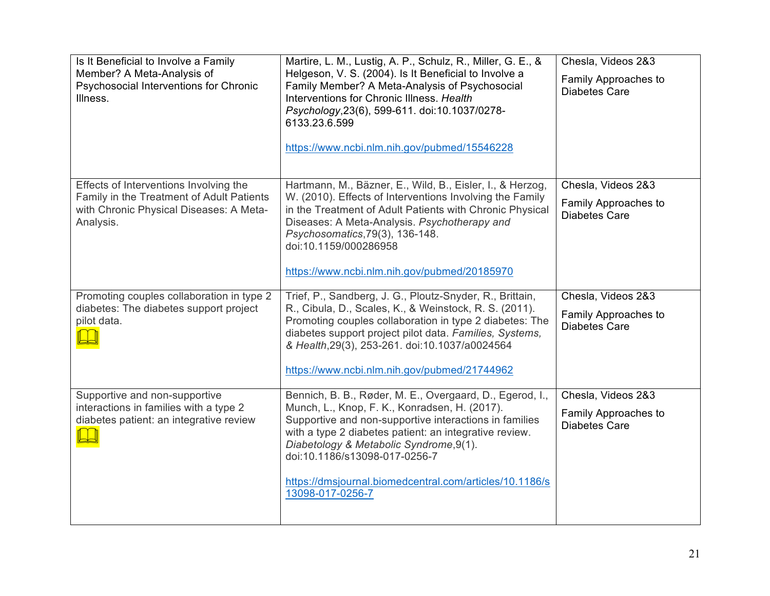| | | |
|---|---|---|
| Is It Beneficial to Involve a Family Member? A Meta-Analysis of Psychosocial Interventions for Chronic Illness. | Martire, L. M., Lustig, A. P., Schulz, R., Miller, G. E., & Helgeson, V. S. (2004). Is It Beneficial to Involve a Family Member? A Meta-Analysis of Psychosocial Interventions for Chronic Illness. *Health Psychology*,23(6), 599-611. doi:10.1037/0278-6133.23.6.599<br><br>https://www.ncbi.nlm.nih.gov/pubmed/15546228 | Chesla, Videos 2&3<br><br>Family Approaches to Diabetes Care |
| Effects of Interventions Involving the Family in the Treatment of Adult Patients with Chronic Physical Diseases: A Meta-Analysis. | Hartmann, M., Bäzner, E., Wild, B., Eisler, I., & Herzog, W. (2010). Effects of Interventions Involving the Family in the Treatment of Adult Patients with Chronic Physical Diseases: A Meta-Analysis. *Psychotherapy and Psychosomatics*,79(3), 136-148. doi:10.1159/000286958<br><br>https://www.ncbi.nlm.nih.gov/pubmed/20185970 | Chesla, Videos 2&3<br><br>Family Approaches to Diabetes Care |
| Promoting couples collaboration in type 2 diabetes: The diabetes support project pilot data. | Trief, P., Sandberg, J. G., Ploutz-Snyder, R., Brittain, R., Cibula, D., Scales, K., & Weinstock, R. S. (2011). Promoting couples collaboration in type 2 diabetes: The diabetes support project pilot data. *Families, Systems, & Health*,29(3), 253-261. doi:10.1037/a0024564<br><br>https://www.ncbi.nlm.nih.gov/pubmed/21744962 | Chesla, Videos 2&3<br><br>Family Approaches to Diabetes Care |
| Supportive and non-supportive interactions in families with a type 2 diabetes patient: an integrative review | Bennich, B. B., Røder, M. E., Overgaard, D., Egerod, I., Munch, L., Knop, F. K., Konradsen, H. (2017). Supportive and non-supportive interactions in families with a type 2 diabetes patient: an integrative review. *Diabetology & Metabolic Syndrome*,9(1). doi:10.1186/s13098-017-0256-7<br><br>https://dmsjournal.biomedcentral.com/articles/10.1186/s13098-017-0256-7 | Chesla, Videos 2&3<br><br>Family Approaches to Diabetes Care |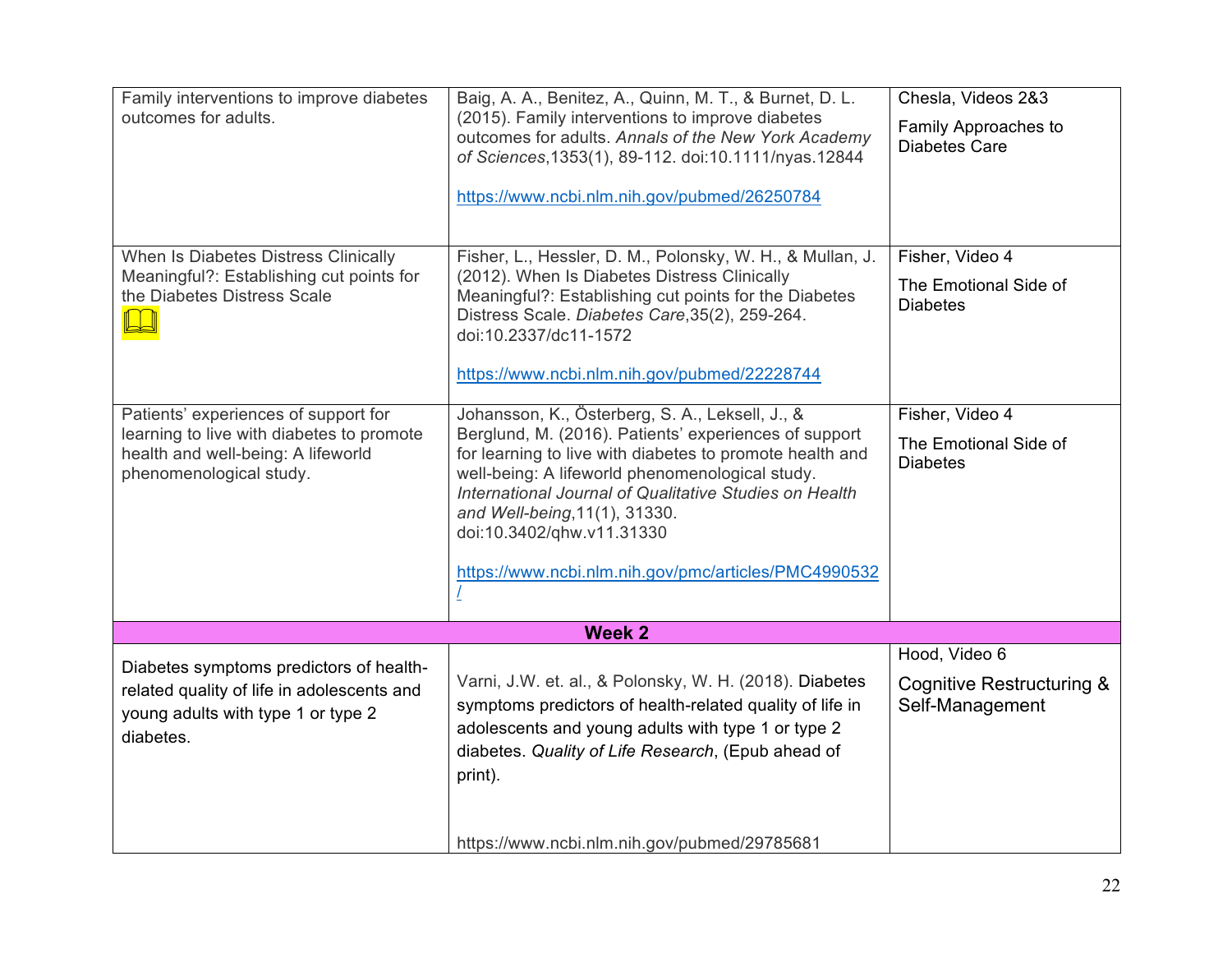| | | |
|---|---|---|
| Family interventions to improve diabetes outcomes for adults. | Baig, A. A., Benitez, A., Quinn, M. T., & Burnet, D. L. (2015). Family interventions to improve diabetes outcomes for adults. *Annals of the New York Academy of Sciences*,1353(1), 89-112. doi:10.1111/nyas.12844<br><br>https://www.ncbi.nlm.nih.gov/pubmed/26250784 | Chesla, Videos 2&3<br><br>Family Approaches to Diabetes Care |
| When Is Diabetes Distress Clinically Meaningful?: Establishing cut points for the Diabetes Distress Scale | Fisher, L., Hessler, D. M., Polonsky, W. H., & Mullan, J. (2012). When Is Diabetes Distress Clinically Meaningful?: Establishing cut points for the Diabetes Distress Scale. *Diabetes Care*,35(2), 259-264. doi:10.2337/dc11-1572<br><br>https://www.ncbi.nlm.nih.gov/pubmed/22228744 | Fisher, Video 4<br><br>The Emotional Side of Diabetes |
| Patients' experiences of support for learning to live with diabetes to promote health and well-being: A lifeworld phenomenological study. | Johansson, K., Österberg, S. A., Leksell, J., & Berglund, M. (2016). Patients' experiences of support for learning to live with diabetes to promote health and well-being: A lifeworld phenomenological study. *International Journal of Qualitative Studies on Health and Well-being*,11(1), 31330. doi:10.3402/qhw.v11.31330<br><br>https://www.ncbi.nlm.nih.gov/pmc/articles/PMC4990532/ | Fisher, Video 4<br><br>The Emotional Side of Diabetes |
| **Week 2** | | |
| Diabetes symptoms predictors of health-related quality of life in adolescents and young adults with type 1 or type 2 diabetes. | Varni, J.W. et. al., & Polonsky, W. H. (2018). Diabetes symptoms predictors of health-related quality of life in adolescents and young adults with type 1 or type 2 diabetes. *Quality of Life Research*, (Epub ahead of print).<br><br>https://www.ncbi.nlm.nih.gov/pubmed/29785681 | Hood, Video 6<br><br>Cognitive Restructuring & Self-Management |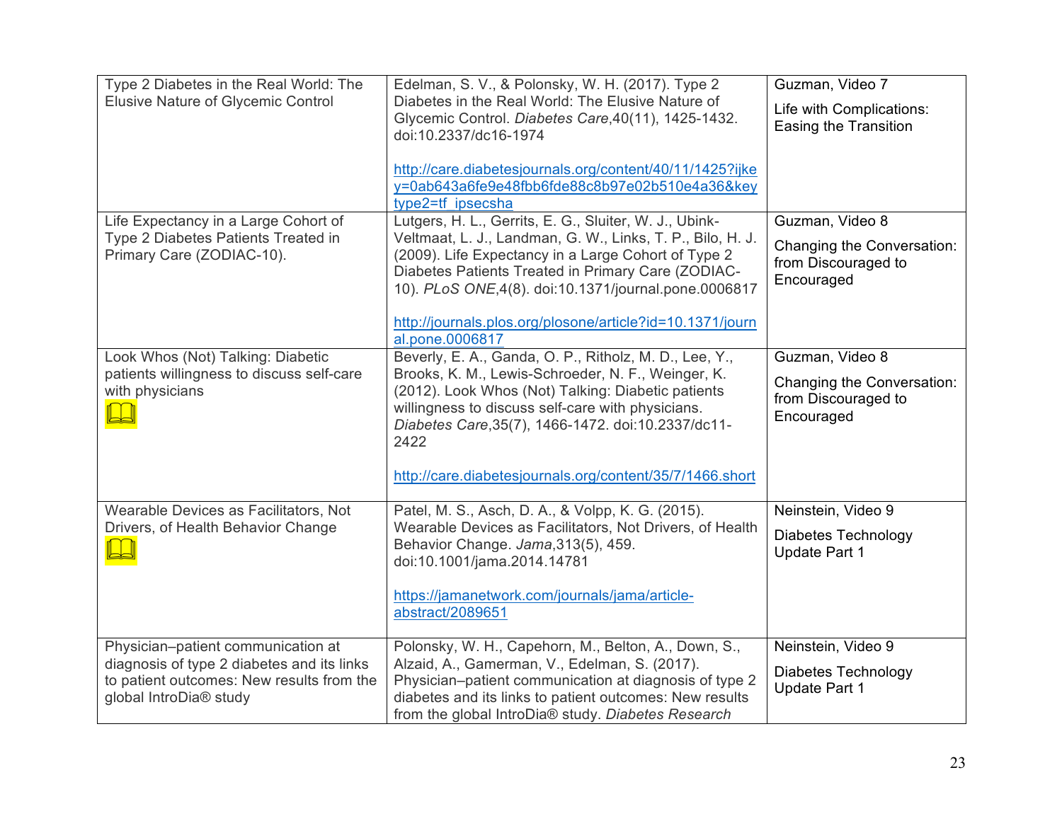| | | |
|---|---|---|
| Type 2 Diabetes in the Real World: The Elusive Nature of Glycemic Control | Edelman, S. V., & Polonsky, W. H. (2017). Type 2 Diabetes in the Real World: The Elusive Nature of Glycemic Control. *Diabetes Care*,40(11), 1425-1432. doi:10.2337/dc16-1974<br><br>http://care.diabetesjournals.org/content/40/11/1425?ijkey=0ab643a6fe9e48fbb6fde88c8b97e02b510e4a36&keytype2=tf_ipsecsha | Guzman, Video 7<br><br>Life with Complications: Easing the Transition |
| Life Expectancy in a Large Cohort of Type 2 Diabetes Patients Treated in Primary Care (ZODIAC-10). | Lutgers, H. L., Gerrits, E. G., Sluiter, W. J., Ubink-Veltmaat, L. J., Landman, G. W., Links, T. P., Bilo, H. J. (2009). Life Expectancy in a Large Cohort of Type 2 Diabetes Patients Treated in Primary Care (ZODIAC-10). *PLoS ONE*,4(8). doi:10.1371/journal.pone.0006817<br><br>http://journals.plos.org/plosone/article?id=10.1371/journal.pone.0006817 | Guzman, Video 8<br><br>Changing the Conversation: from Discouraged to Encouraged |
| Look Whos (Not) Talking: Diabetic patients willingness to discuss self-care with physicians | Beverly, E. A., Ganda, O. P., Ritholz, M. D., Lee, Y., Brooks, K. M., Lewis-Schroeder, N. F., Weinger, K. (2012). Look Whos (Not) Talking: Diabetic patients willingness to discuss self-care with physicians. *Diabetes Care*,35(7), 1466-1472. doi:10.2337/dc11-2422<br><br>http://care.diabetesjournals.org/content/35/7/1466.short | Guzman, Video 8<br><br>Changing the Conversation: from Discouraged to Encouraged |
| Wearable Devices as Facilitators, Not Drivers, of Health Behavior Change | Patel, M. S., Asch, D. A., & Volpp, K. G. (2015). Wearable Devices as Facilitators, Not Drivers, of Health Behavior Change. *Jama*,313(5), 459. doi:10.1001/jama.2014.14781<br><br>https://jamanetwork.com/journals/jama/article-abstract/2089651 | Neinstein, Video 9<br><br>Diabetes Technology Update Part 1 |
| Physician–patient communication at diagnosis of type 2 diabetes and its links to patient outcomes: New results from the global IntroDia® study | Polonsky, W. H., Capehorn, M., Belton, A., Down, S., Alzaid, A., Gamerman, V., Edelman, S. (2017). Physician–patient communication at diagnosis of type 2 diabetes and its links to patient outcomes: New results from the global IntroDia® study. *Diabetes Research* | Neinstein, Video 9<br><br>Diabetes Technology Update Part 1 |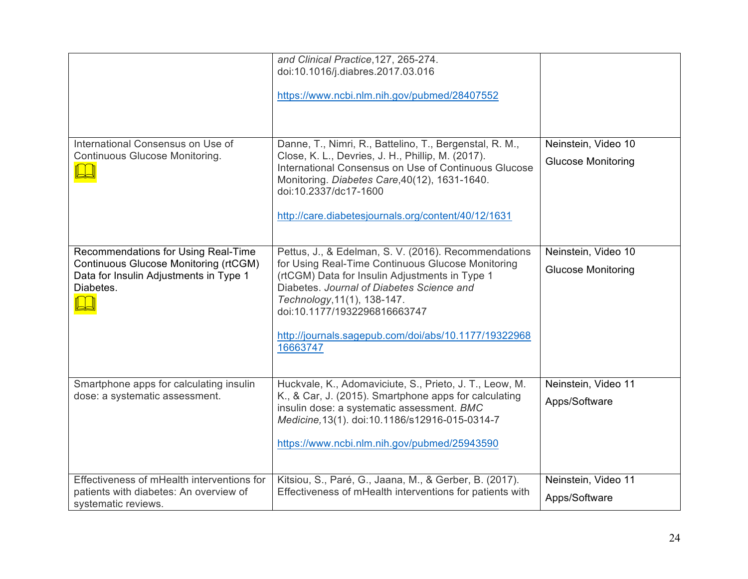| | | |
|---|---|---|
| | *and Clinical Practice*,127, 265-274. doi:10.1016/j.diabres.2017.03.016<br><br>https://www.ncbi.nlm.nih.gov/pubmed/28407552 | |
| International Consensus on Use of Continuous Glucose Monitoring. 📖 | Danne, T., Nimri, R., Battelino, T., Bergenstal, R. M., Close, K. L., Devries, J. H., Phillip, M. (2017). International Consensus on Use of Continuous Glucose Monitoring. *Diabetes Care*,40(12), 1631-1640. doi:10.2337/dc17-1600<br><br>http://care.diabetesjournals.org/content/40/12/1631 | Neinstein, Video 10<br>Glucose Monitoring |
| Recommendations for Using Real-Time Continuous Glucose Monitoring (rtCGM) Data for Insulin Adjustments in Type 1 Diabetes. 📖 | Pettus, J., & Edelman, S. V. (2016). Recommendations for Using Real-Time Continuous Glucose Monitoring (rtCGM) Data for Insulin Adjustments in Type 1 Diabetes. *Journal of Diabetes Science and Technology*,11(1), 138-147. doi:10.1177/1932296816663747<br><br>http://journals.sagepub.com/doi/abs/10.1177/1932296816663747 | Neinstein, Video 10<br>Glucose Monitoring |
| Smartphone apps for calculating insulin dose: a systematic assessment. | Huckvale, K., Adomaviciute, S., Prieto, J. T., Leow, M. K., & Car, J. (2015). Smartphone apps for calculating insulin dose: a systematic assessment. *BMC Medicine,*13(1). doi:10.1186/s12916-015-0314-7<br><br>https://www.ncbi.nlm.nih.gov/pubmed/25943590 | Neinstein, Video 11<br>Apps/Software |
| Effectiveness of mHealth interventions for patients with diabetes: An overview of systematic reviews. | Kitsiou, S., Paré, G., Jaana, M., & Gerber, B. (2017). Effectiveness of mHealth interventions for patients with | Neinstein, Video 11<br>Apps/Software |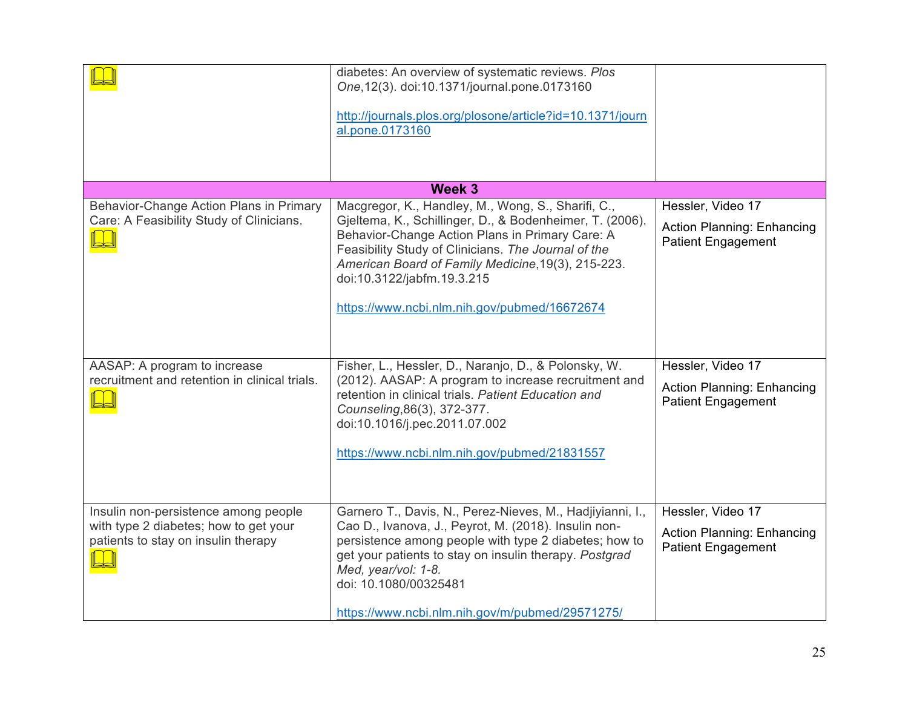| | | |
|---|---|---|
| 📖 | diabetes: An overview of systematic reviews. *Plos One*,12(3). doi:10.1371/journal.pone.0173160<br><br>http://journals.plos.org/plosone/article?id=10.1371/journal.pone.0173160 | |
| | **Week 3** | |
| Behavior-Change Action Plans in Primary Care: A Feasibility Study of Clinicians. 📖 | Macgregor, K., Handley, M., Wong, S., Sharifi, C., Gjeltema, K., Schillinger, D., & Bodenheimer, T. (2006). Behavior-Change Action Plans in Primary Care: A Feasibility Study of Clinicians. *The Journal of the American Board of Family Medicine*,19(3), 215-223. doi:10.3122/jabfm.19.3.215<br><br>https://www.ncbi.nlm.nih.gov/pubmed/16672674 | Hessler, Video 17<br><br>Action Planning: Enhancing Patient Engagement |
| AASAP: A program to increase recruitment and retention in clinical trials. 📖 | Fisher, L., Hessler, D., Naranjo, D., & Polonsky, W. (2012). AASAP: A program to increase recruitment and retention in clinical trials. *Patient Education and Counseling*,86(3), 372-377. doi:10.1016/j.pec.2011.07.002<br><br>https://www.ncbi.nlm.nih.gov/pubmed/21831557 | Hessler, Video 17<br><br>Action Planning: Enhancing Patient Engagement |
| Insulin non-persistence among people with type 2 diabetes; how to get your patients to stay on insulin therapy 📖 | Garnero T., Davis, N., Perez-Nieves, M., Hadjiyianni, I., Cao D., Ivanova, J., Peyrot, M. (2018). Insulin non-persistence among people with type 2 diabetes; how to get your patients to stay on insulin therapy. *Postgrad Med, year/vol: 1-8.*<br>doi: 10.1080/00325481<br><br>https://www.ncbi.nlm.nih.gov/m/pubmed/29571275/ | Hessler, Video 17<br><br>Action Planning: Enhancing Patient Engagement |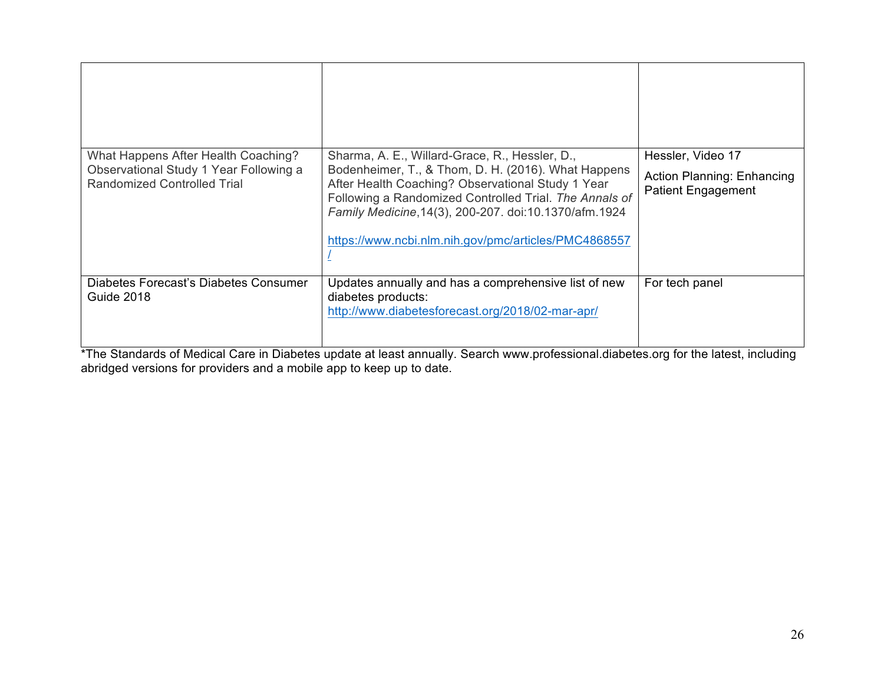| | | |
|---|---|---|
| | | |
| What Happens After Health Coaching? Observational Study 1 Year Following a Randomized Controlled Trial | Sharma, A. E., Willard-Grace, R., Hessler, D., Bodenheimer, T., & Thom, D. H. (2016). What Happens After Health Coaching? Observational Study 1 Year Following a Randomized Controlled Trial. *The Annals of Family Medicine*,14(3), 200-207. doi:10.1370/afm.1924<br><br>https://www.ncbi.nlm.nih.gov/pmc/articles/PMC4868557/ | Hessler, Video 17<br><br>Action Planning: Enhancing Patient Engagement |
| Diabetes Forecast's Diabetes Consumer Guide 2018 | Updates annually and has a comprehensive list of new diabetes products: http://www.diabetesforecast.org/2018/02-mar-apr/ | For tech panel |

*The Standards of Medical Care in Diabetes update at least annually. Search www.professional.diabetes.org for the latest, including abridged versions for providers and a mobile app to keep up to date.